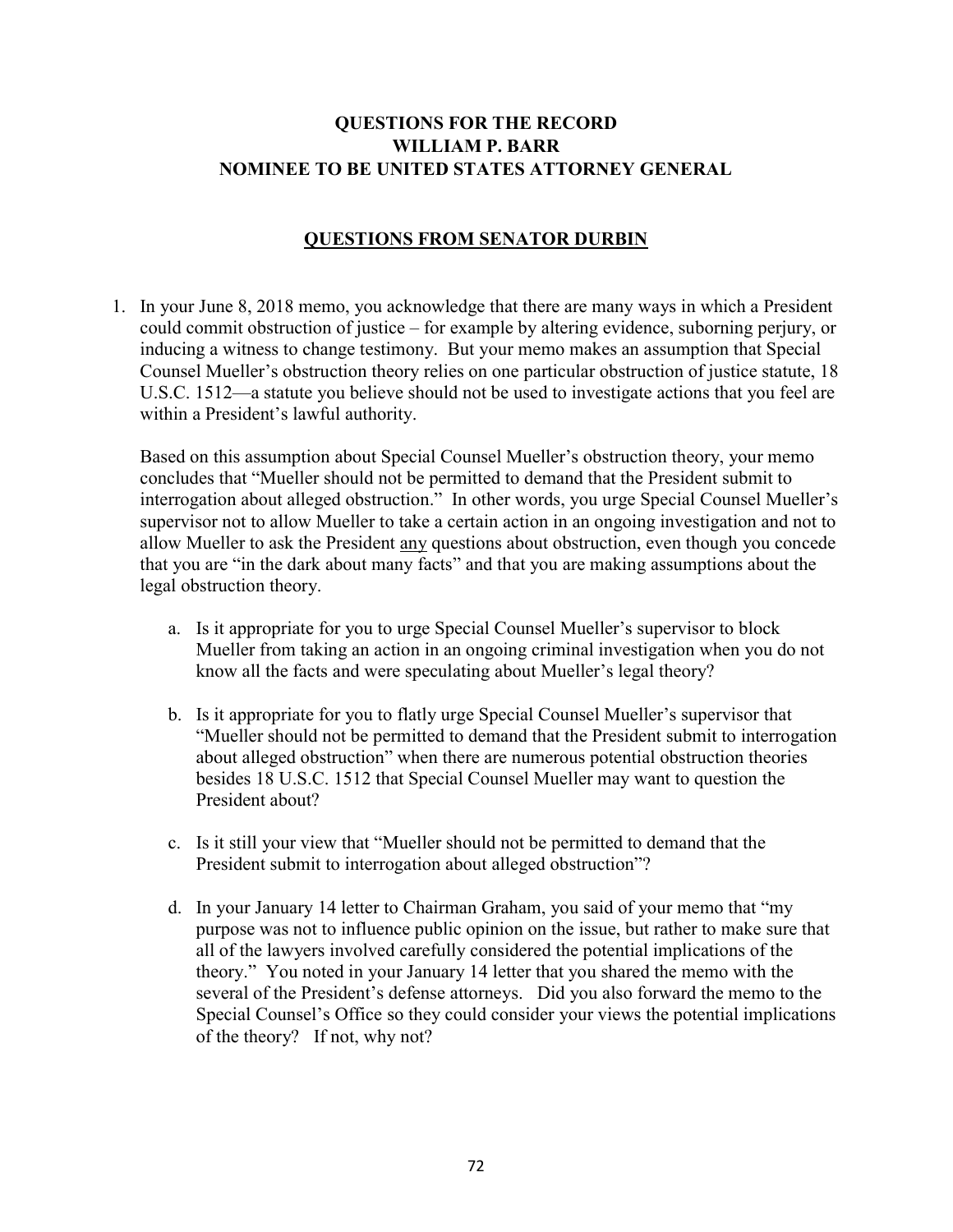# QUESTIONS FOR THE RECORD
# WILLIAM P. BARR
# NOMINEE TO BE UNITED STATES ATTORNEY GENERAL

## QUESTIONS FROM SENATOR DURBIN

1. In your June 8, 2018 memo, you acknowledge that there are many ways in which a President could commit obstruction of justice – for example by altering evidence, suborning perjury, or inducing a witness to change testimony. But your memo makes an assumption that Special Counsel Mueller's obstruction theory relies on one particular obstruction of justice statute, 18 U.S.C. 1512—a statute you believe should not be used to investigate actions that you feel are within a President's lawful authority.

   Based on this assumption about Special Counsel Mueller's obstruction theory, your memo concludes that "Mueller should not be permitted to demand that the President submit to interrogation about alleged obstruction." In other words, you urge Special Counsel Mueller's supervisor not to allow Mueller to take a certain action in an ongoing investigation and not to allow Mueller to ask the President <u>any</u> questions about obstruction, even though you concede that you are "in the dark about many facts" and that you are making assumptions about the legal obstruction theory.

   a. Is it appropriate for you to urge Special Counsel Mueller's supervisor to block Mueller from taking an action in an ongoing criminal investigation when you do not know all the facts and were speculating about Mueller's legal theory?

   b. Is it appropriate for you to flatly urge Special Counsel Mueller's supervisor that "Mueller should not be permitted to demand that the President submit to interrogation about alleged obstruction" when there are numerous potential obstruction theories besides 18 U.S.C. 1512 that Special Counsel Mueller may want to question the President about?

   c. Is it still your view that "Mueller should not be permitted to demand that the President submit to interrogation about alleged obstruction"?

   d. In your January 14 letter to Chairman Graham, you said of your memo that "my purpose was not to influence public opinion on the issue, but rather to make sure that all of the lawyers involved carefully considered the potential implications of the theory." You noted in your January 14 letter that you shared the memo with the several of the President's defense attorneys. Did you also forward the memo to the Special Counsel's Office so they could consider your views the potential implications of the theory? If not, why not?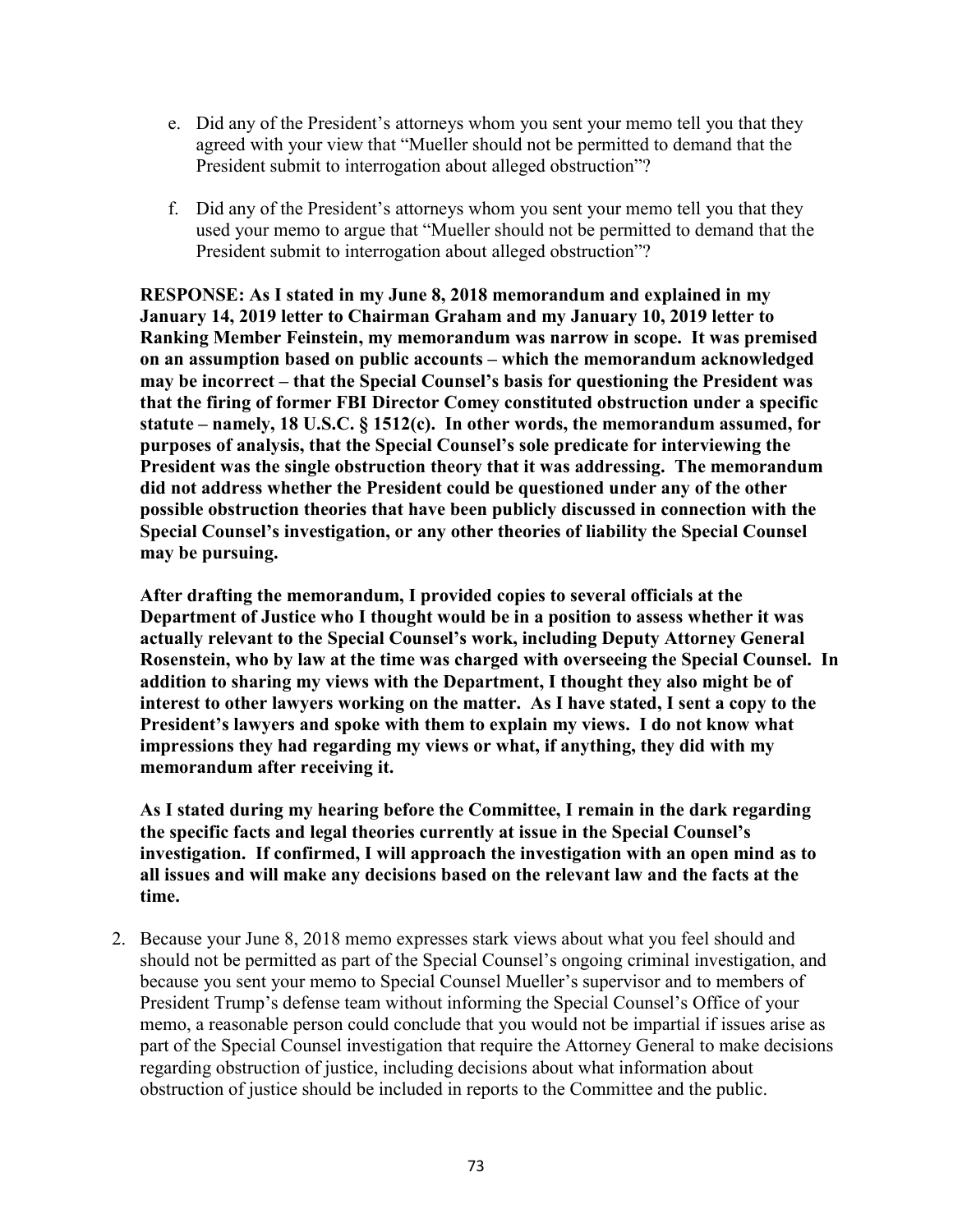e. Did any of the President's attorneys whom you sent your memo tell you that they agreed with your view that "Mueller should not be permitted to demand that the President submit to interrogation about alleged obstruction"?

f. Did any of the President's attorneys whom you sent your memo tell you that they used your memo to argue that "Mueller should not be permitted to demand that the President submit to interrogation about alleged obstruction"?

**RESPONSE: As I stated in my June 8, 2018 memorandum and explained in my January 14, 2019 letter to Chairman Graham and my January 10, 2019 letter to Ranking Member Feinstein, my memorandum was narrow in scope. It was premised on an assumption based on public accounts – which the memorandum acknowledged may be incorrect – that the Special Counsel's basis for questioning the President was that the firing of former FBI Director Comey constituted obstruction under a specific statute – namely, 18 U.S.C. § 1512(c). In other words, the memorandum assumed, for purposes of analysis, that the Special Counsel's sole predicate for interviewing the President was the single obstruction theory that it was addressing. The memorandum did not address whether the President could be questioned under any of the other possible obstruction theories that have been publicly discussed in connection with the Special Counsel's investigation, or any other theories of liability the Special Counsel may be pursuing.**

**After drafting the memorandum, I provided copies to several officials at the Department of Justice who I thought would be in a position to assess whether it was actually relevant to the Special Counsel's work, including Deputy Attorney General Rosenstein, who by law at the time was charged with overseeing the Special Counsel. In addition to sharing my views with the Department, I thought they also might be of interest to other lawyers working on the matter. As I have stated, I sent a copy to the President's lawyers and spoke with them to explain my views. I do not know what impressions they had regarding my views or what, if anything, they did with my memorandum after receiving it.**

**As I stated during my hearing before the Committee, I remain in the dark regarding the specific facts and legal theories currently at issue in the Special Counsel's investigation. If confirmed, I will approach the investigation with an open mind as to all issues and will make any decisions based on the relevant law and the facts at the time.**

2. Because your June 8, 2018 memo expresses stark views about what you feel should and should not be permitted as part of the Special Counsel's ongoing criminal investigation, and because you sent your memo to Special Counsel Mueller's supervisor and to members of President Trump's defense team without informing the Special Counsel's Office of your memo, a reasonable person could conclude that you would not be impartial if issues arise as part of the Special Counsel investigation that require the Attorney General to make decisions regarding obstruction of justice, including decisions about what information about obstruction of justice should be included in reports to the Committee and the public.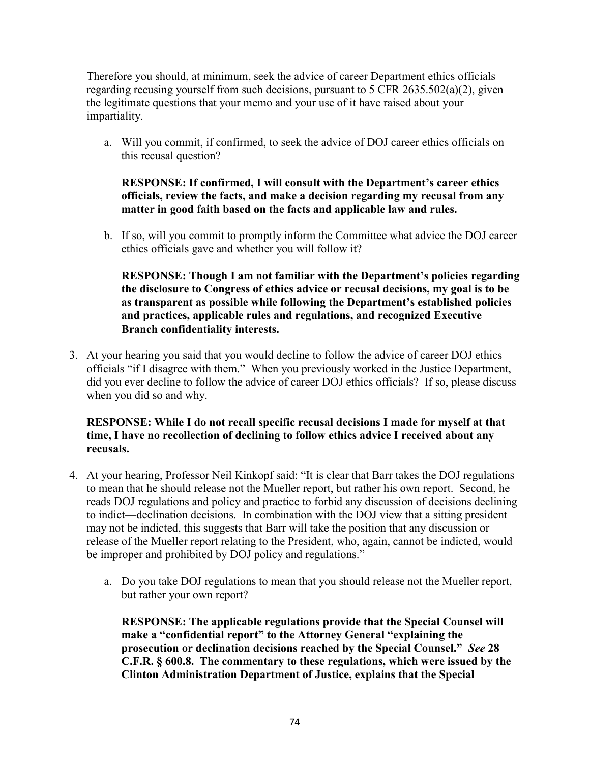Therefore you should, at minimum, seek the advice of career Department ethics officials regarding recusing yourself from such decisions, pursuant to 5 CFR 2635.502(a)(2), given the legitimate questions that your memo and your use of it have raised about your impartiality.

a. Will you commit, if confirmed, to seek the advice of DOJ career ethics officials on this recusal question?

   **RESPONSE: If confirmed, I will consult with the Department's career ethics officials, review the facts, and make a decision regarding my recusal from any matter in good faith based on the facts and applicable law and rules.**

b. If so, will you commit to promptly inform the Committee what advice the DOJ career ethics officials gave and whether you will follow it?

   **RESPONSE: Though I am not familiar with the Department's policies regarding the disclosure to Congress of ethics advice or recusal decisions, my goal is to be as transparent as possible while following the Department's established policies and practices, applicable rules and regulations, and recognized Executive Branch confidentiality interests.**

3. At your hearing you said that you would decline to follow the advice of career DOJ ethics officials "if I disagree with them." When you previously worked in the Justice Department, did you ever decline to follow the advice of career DOJ ethics officials? If so, please discuss when you did so and why.

   **RESPONSE: While I do not recall specific recusal decisions I made for myself at that time, I have no recollection of declining to follow ethics advice I received about any recusals.**

4. At your hearing, Professor Neil Kinkopf said: "It is clear that Barr takes the DOJ regulations to mean that he should release not the Mueller report, but rather his own report. Second, he reads DOJ regulations and policy and practice to forbid any discussion of decisions declining to indict—declination decisions. In combination with the DOJ view that a sitting president may not be indicted, this suggests that Barr will take the position that any discussion or release of the Mueller report relating to the President, who, again, cannot be indicted, would be improper and prohibited by DOJ policy and regulations."

   a. Do you take DOJ regulations to mean that you should release not the Mueller report, but rather your own report?

      **RESPONSE: The applicable regulations provide that the Special Counsel will make a "confidential report" to the Attorney General "explaining the prosecution or declination decisions reached by the Special Counsel."** ***See*** **28 C.F.R. § 600.8. The commentary to these regulations, which were issued by the Clinton Administration Department of Justice, explains that the Special**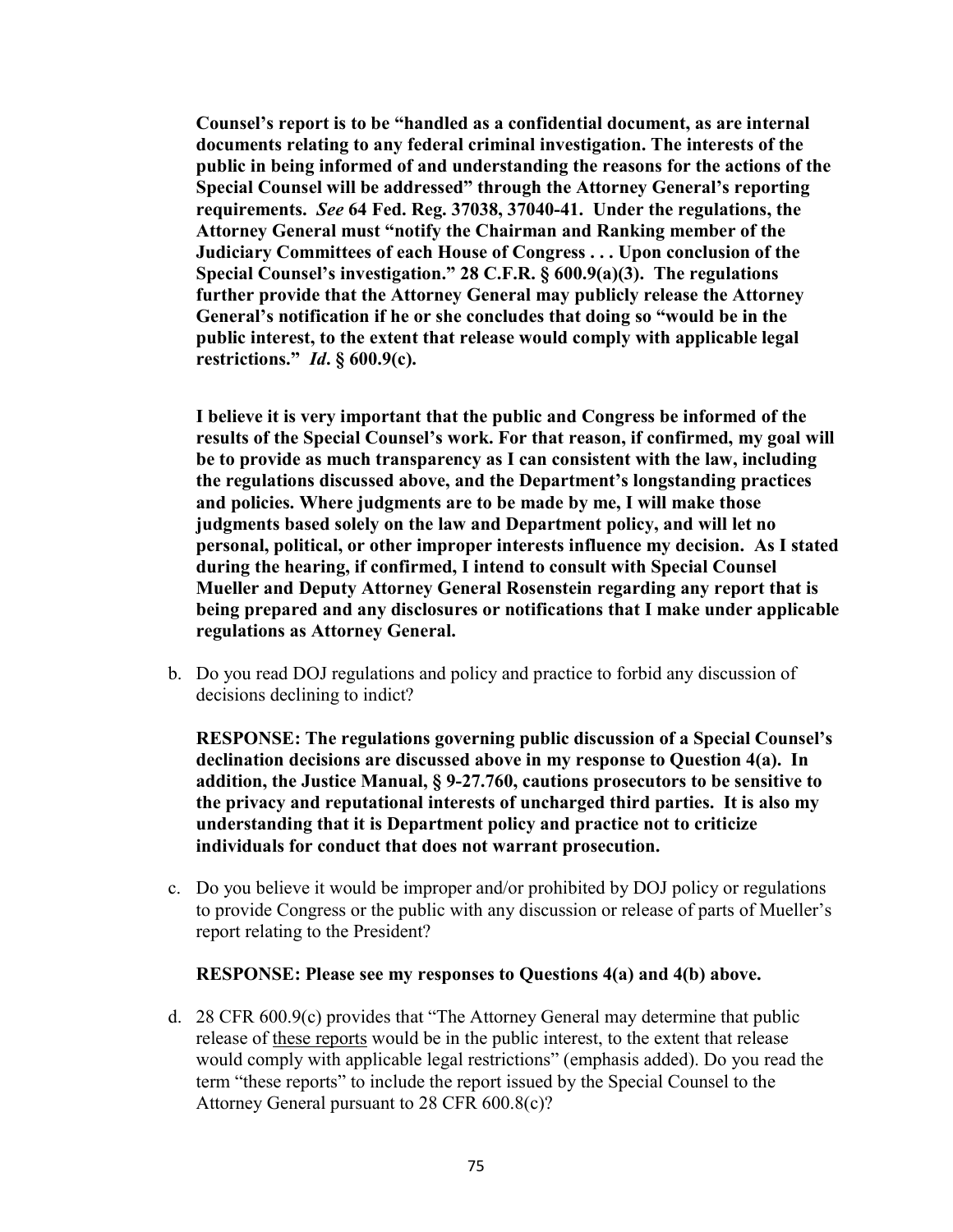**Counsel's report is to be "handled as a confidential document, as are internal documents relating to any federal criminal investigation. The interests of the public in being informed of and understanding the reasons for the actions of the Special Counsel will be addressed" through the Attorney General's reporting requirements.** ***See*** **64 Fed. Reg. 37038, 37040-41. Under the regulations, the Attorney General must "notify the Chairman and Ranking member of the Judiciary Committees of each House of Congress . . . Upon conclusion of the Special Counsel's investigation." 28 C.F.R. § 600.9(a)(3). The regulations further provide that the Attorney General may publicly release the Attorney General's notification if he or she concludes that doing so "would be in the public interest, to the extent that release would comply with applicable legal restrictions."** ***Id*****. § 600.9(c).**

**I believe it is very important that the public and Congress be informed of the results of the Special Counsel's work. For that reason, if confirmed, my goal will be to provide as much transparency as I can consistent with the law, including the regulations discussed above, and the Department's longstanding practices and policies. Where judgments are to be made by me, I will make those judgments based solely on the law and Department policy, and will let no personal, political, or other improper interests influence my decision. As I stated during the hearing, if confirmed, I intend to consult with Special Counsel Mueller and Deputy Attorney General Rosenstein regarding any report that is being prepared and any disclosures or notifications that I make under applicable regulations as Attorney General.**

b. Do you read DOJ regulations and policy and practice to forbid any discussion of decisions declining to indict?

   **RESPONSE: The regulations governing public discussion of a Special Counsel's declination decisions are discussed above in my response to Question 4(a). In addition, the Justice Manual, § 9-27.760, cautions prosecutors to be sensitive to the privacy and reputational interests of uncharged third parties. It is also my understanding that it is Department policy and practice not to criticize individuals for conduct that does not warrant prosecution.**

c. Do you believe it would be improper and/or prohibited by DOJ policy or regulations to provide Congress or the public with any discussion or release of parts of Mueller's report relating to the President?

   **RESPONSE: Please see my responses to Questions 4(a) and 4(b) above.**

d. 28 CFR 600.9(c) provides that "The Attorney General may determine that public release of these reports would be in the public interest, to the extent that release would comply with applicable legal restrictions" (emphasis added). Do you read the term "these reports" to include the report issued by the Special Counsel to the Attorney General pursuant to 28 CFR 600.8(c)?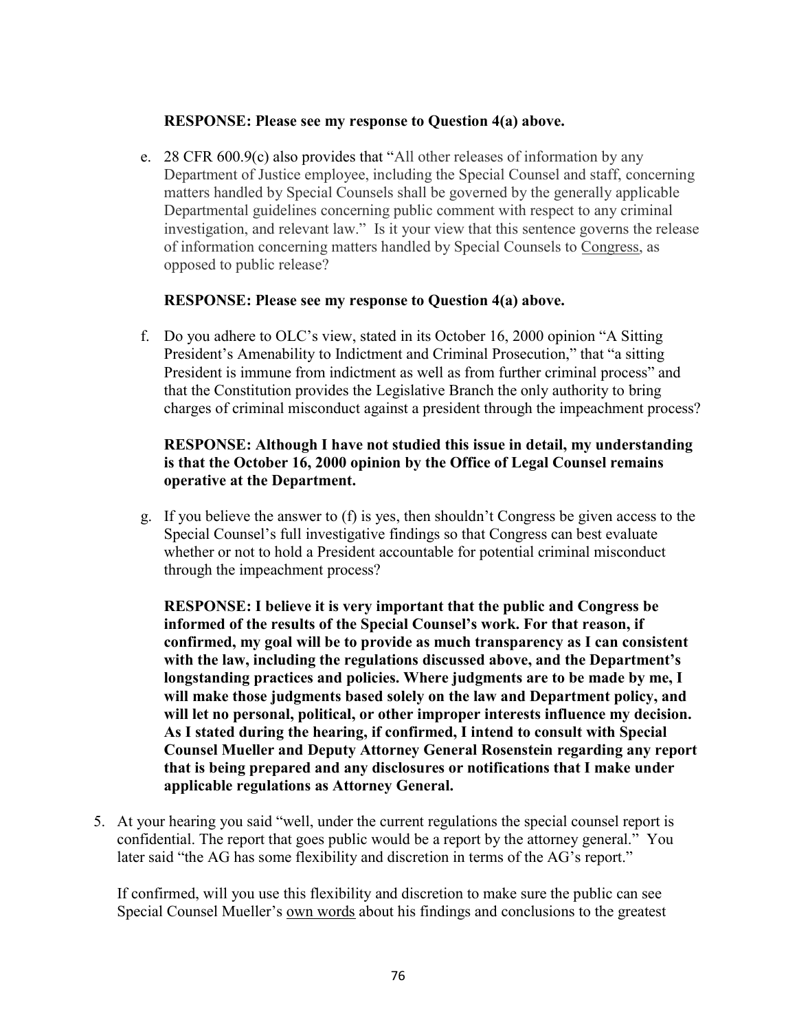**RESPONSE: Please see my response to Question 4(a) above.**

e. 28 CFR 600.9(c) also provides that "All other releases of information by any Department of Justice employee, including the Special Counsel and staff, concerning matters handled by Special Counsels shall be governed by the generally applicable Departmental guidelines concerning public comment with respect to any criminal investigation, and relevant law." Is it your view that this sentence governs the release of information concerning matters handled by Special Counsels to Congress, as opposed to public release?

   **RESPONSE: Please see my response to Question 4(a) above.**

f. Do you adhere to OLC's view, stated in its October 16, 2000 opinion "A Sitting President's Amenability to Indictment and Criminal Prosecution," that "a sitting President is immune from indictment as well as from further criminal process" and that the Constitution provides the Legislative Branch the only authority to bring charges of criminal misconduct against a president through the impeachment process?

   **RESPONSE: Although I have not studied this issue in detail, my understanding is that the October 16, 2000 opinion by the Office of Legal Counsel remains operative at the Department.**

g. If you believe the answer to (f) is yes, then shouldn't Congress be given access to the Special Counsel's full investigative findings so that Congress can best evaluate whether or not to hold a President accountable for potential criminal misconduct through the impeachment process?

   **RESPONSE: I believe it is very important that the public and Congress be informed of the results of the Special Counsel's work. For that reason, if confirmed, my goal will be to provide as much transparency as I can consistent with the law, including the regulations discussed above, and the Department's longstanding practices and policies. Where judgments are to be made by me, I will make those judgments based solely on the law and Department policy, and will let no personal, political, or other improper interests influence my decision. As I stated during the hearing, if confirmed, I intend to consult with Special Counsel Mueller and Deputy Attorney General Rosenstein regarding any report that is being prepared and any disclosures or notifications that I make under applicable regulations as Attorney General.**

5. At your hearing you said "well, under the current regulations the special counsel report is confidential. The report that goes public would be a report by the attorney general." You later said "the AG has some flexibility and discretion in terms of the AG's report."

   If confirmed, will you use this flexibility and discretion to make sure the public can see Special Counsel Mueller's own words about his findings and conclusions to the greatest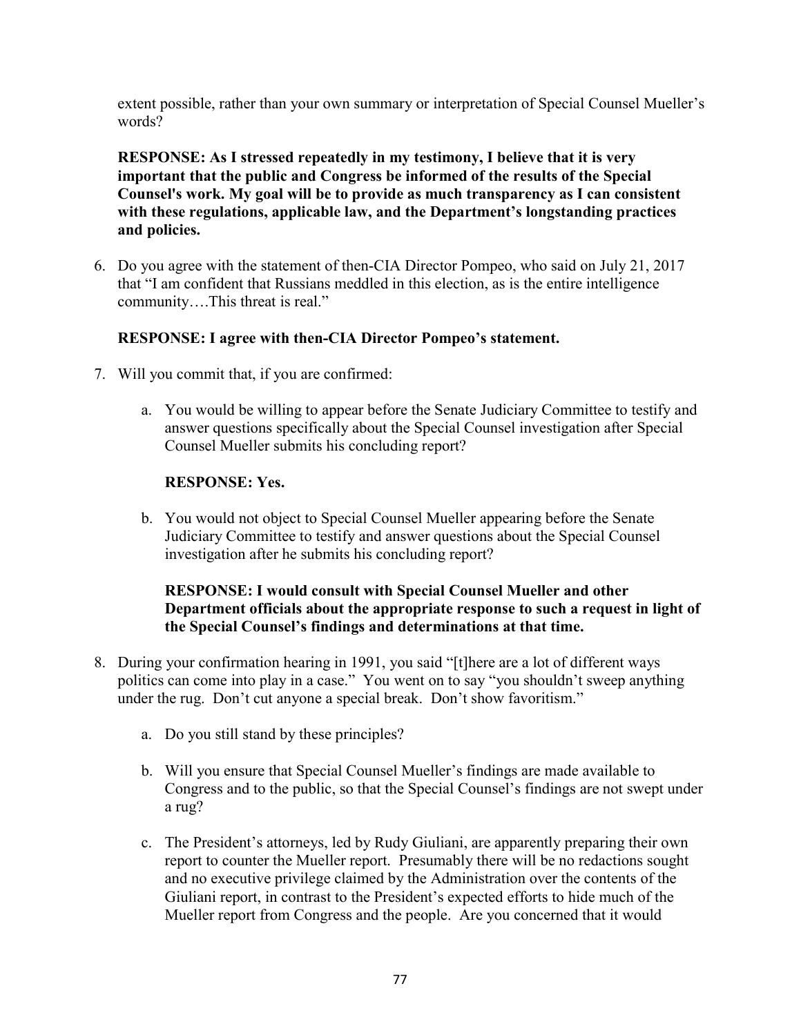extent possible, rather than your own summary or interpretation of Special Counsel Mueller's words?

**RESPONSE: As I stressed repeatedly in my testimony, I believe that it is very important that the public and Congress be informed of the results of the Special Counsel's work. My goal will be to provide as much transparency as I can consistent with these regulations, applicable law, and the Department's longstanding practices and policies.**

6. Do you agree with the statement of then-CIA Director Pompeo, who said on July 21, 2017 that "I am confident that Russians meddled in this election, as is the entire intelligence community….This threat is real."

   **RESPONSE: I agree with then-CIA Director Pompeo's statement.**

7. Will you commit that, if you are confirmed:

   a. You would be willing to appear before the Senate Judiciary Committee to testify and answer questions specifically about the Special Counsel investigation after Special Counsel Mueller submits his concluding report?

      **RESPONSE: Yes.**

   b. You would not object to Special Counsel Mueller appearing before the Senate Judiciary Committee to testify and answer questions about the Special Counsel investigation after he submits his concluding report?

      **RESPONSE: I would consult with Special Counsel Mueller and other Department officials about the appropriate response to such a request in light of the Special Counsel's findings and determinations at that time.**

8. During your confirmation hearing in 1991, you said "[t]here are a lot of different ways politics can come into play in a case." You went on to say "you shouldn't sweep anything under the rug. Don't cut anyone a special break. Don't show favoritism."

   a. Do you still stand by these principles?

   b. Will you ensure that Special Counsel Mueller's findings are made available to Congress and to the public, so that the Special Counsel's findings are not swept under a rug?

   c. The President's attorneys, led by Rudy Giuliani, are apparently preparing their own report to counter the Mueller report. Presumably there will be no redactions sought and no executive privilege claimed by the Administration over the contents of the Giuliani report, in contrast to the President's expected efforts to hide much of the Mueller report from Congress and the people. Are you concerned that it would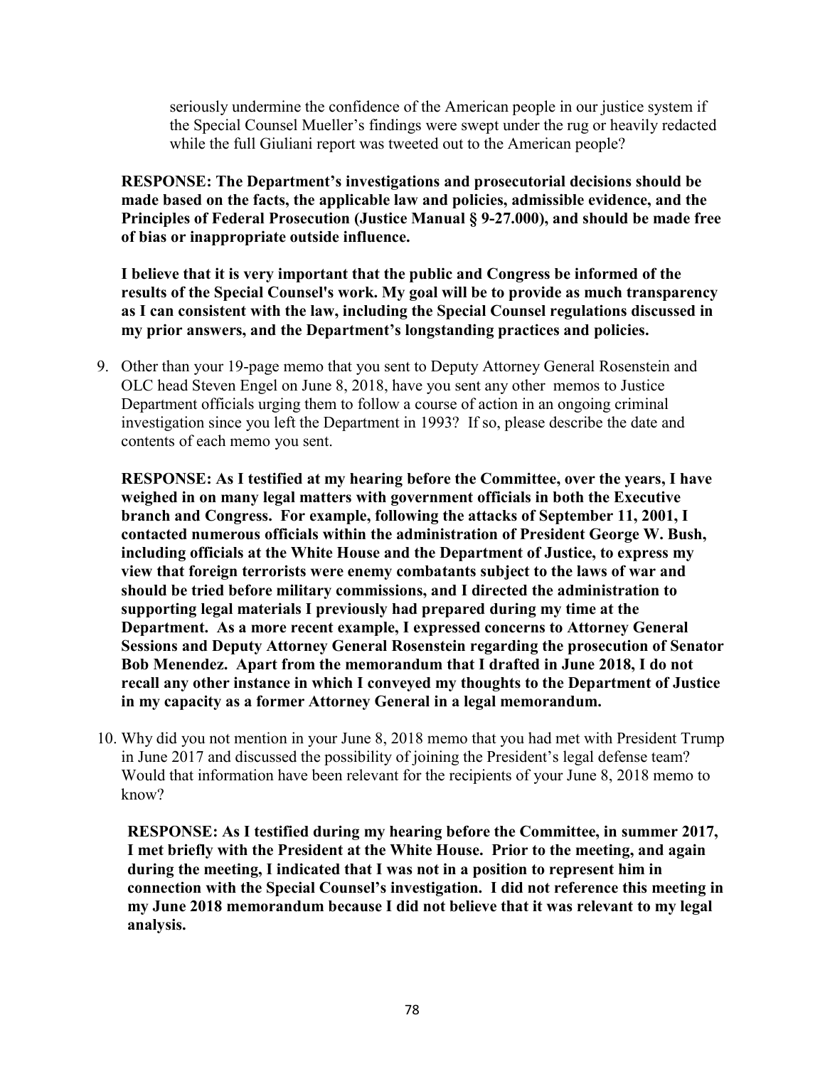seriously undermine the confidence of the American people in our justice system if the Special Counsel Mueller's findings were swept under the rug or heavily redacted while the full Giuliani report was tweeted out to the American people?

**RESPONSE: The Department's investigations and prosecutorial decisions should be made based on the facts, the applicable law and policies, admissible evidence, and the Principles of Federal Prosecution (Justice Manual § 9-27.000), and should be made free of bias or inappropriate outside influence.**

**I believe that it is very important that the public and Congress be informed of the results of the Special Counsel's work. My goal will be to provide as much transparency as I can consistent with the law, including the Special Counsel regulations discussed in my prior answers, and the Department's longstanding practices and policies.**

9. Other than your 19-page memo that you sent to Deputy Attorney General Rosenstein and OLC head Steven Engel on June 8, 2018, have you sent any other memos to Justice Department officials urging them to follow a course of action in an ongoing criminal investigation since you left the Department in 1993? If so, please describe the date and contents of each memo you sent.

   **RESPONSE: As I testified at my hearing before the Committee, over the years, I have weighed in on many legal matters with government officials in both the Executive branch and Congress. For example, following the attacks of September 11, 2001, I contacted numerous officials within the administration of President George W. Bush, including officials at the White House and the Department of Justice, to express my view that foreign terrorists were enemy combatants subject to the laws of war and should be tried before military commissions, and I directed the administration to supporting legal materials I previously had prepared during my time at the Department. As a more recent example, I expressed concerns to Attorney General Sessions and Deputy Attorney General Rosenstein regarding the prosecution of Senator Bob Menendez. Apart from the memorandum that I drafted in June 2018, I do not recall any other instance in which I conveyed my thoughts to the Department of Justice in my capacity as a former Attorney General in a legal memorandum.**

10. Why did you not mention in your June 8, 2018 memo that you had met with President Trump in June 2017 and discussed the possibility of joining the President's legal defense team? Would that information have been relevant for the recipients of your June 8, 2018 memo to know?

    **RESPONSE: As I testified during my hearing before the Committee, in summer 2017, I met briefly with the President at the White House. Prior to the meeting, and again during the meeting, I indicated that I was not in a position to represent him in connection with the Special Counsel's investigation. I did not reference this meeting in my June 2018 memorandum because I did not believe that it was relevant to my legal analysis.**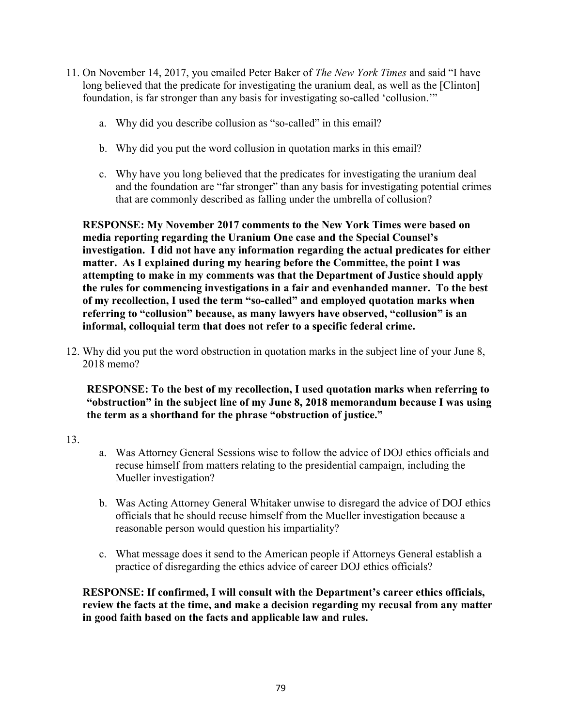11. On November 14, 2017, you emailed Peter Baker of *The New York Times* and said "I have long believed that the predicate for investigating the uranium deal, as well as the [Clinton] foundation, is far stronger than any basis for investigating so-called 'collusion.'"

    a. Why did you describe collusion as "so-called" in this email?

    b. Why did you put the word collusion in quotation marks in this email?

    c. Why have you long believed that the predicates for investigating the uranium deal and the foundation are "far stronger" than any basis for investigating potential crimes that are commonly described as falling under the umbrella of collusion?

    **RESPONSE: My November 2017 comments to the New York Times were based on media reporting regarding the Uranium One case and the Special Counsel's investigation. I did not have any information regarding the actual predicates for either matter. As I explained during my hearing before the Committee, the point I was attempting to make in my comments was that the Department of Justice should apply the rules for commencing investigations in a fair and evenhanded manner. To the best of my recollection, I used the term "so-called" and employed quotation marks when referring to "collusion" because, as many lawyers have observed, "collusion" is an informal, colloquial term that does not refer to a specific federal crime.**

12. Why did you put the word obstruction in quotation marks in the subject line of your June 8, 2018 memo?

    **RESPONSE: To the best of my recollection, I used quotation marks when referring to "obstruction" in the subject line of my June 8, 2018 memorandum because I was using the term as a shorthand for the phrase "obstruction of justice."**

13.

    a. Was Attorney General Sessions wise to follow the advice of DOJ ethics officials and recuse himself from matters relating to the presidential campaign, including the Mueller investigation?

    b. Was Acting Attorney General Whitaker unwise to disregard the advice of DOJ ethics officials that he should recuse himself from the Mueller investigation because a reasonable person would question his impartiality?

    c. What message does it send to the American people if Attorneys General establish a practice of disregarding the ethics advice of career DOJ ethics officials?

    **RESPONSE: If confirmed, I will consult with the Department's career ethics officials, review the facts at the time, and make a decision regarding my recusal from any matter in good faith based on the facts and applicable law and rules.**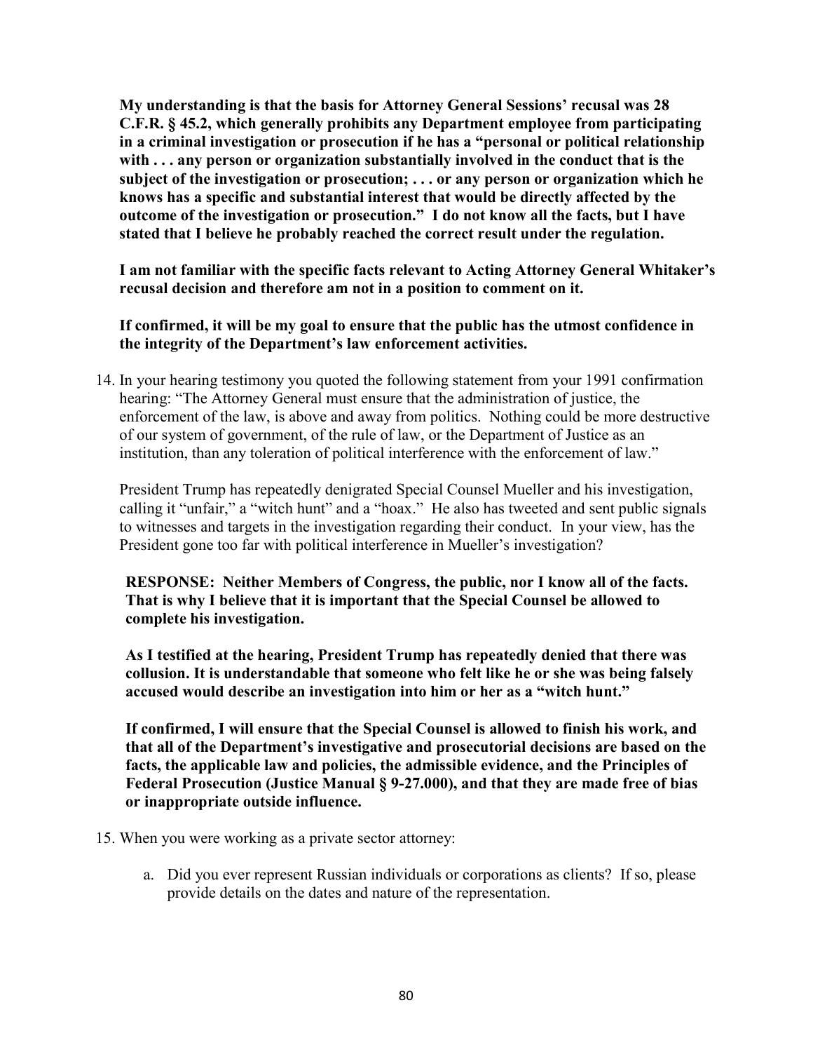**My understanding is that the basis for Attorney General Sessions' recusal was 28 C.F.R. § 45.2, which generally prohibits any Department employee from participating in a criminal investigation or prosecution if he has a "personal or political relationship with . . . any person or organization substantially involved in the conduct that is the subject of the investigation or prosecution; . . . or any person or organization which he knows has a specific and substantial interest that would be directly affected by the outcome of the investigation or prosecution." I do not know all the facts, but I have stated that I believe he probably reached the correct result under the regulation.**

**I am not familiar with the specific facts relevant to Acting Attorney General Whitaker's recusal decision and therefore am not in a position to comment on it.**

**If confirmed, it will be my goal to ensure that the public has the utmost confidence in the integrity of the Department's law enforcement activities.**

14. In your hearing testimony you quoted the following statement from your 1991 confirmation hearing: "The Attorney General must ensure that the administration of justice, the enforcement of the law, is above and away from politics. Nothing could be more destructive of our system of government, of the rule of law, or the Department of Justice as an institution, than any toleration of political interference with the enforcement of law."

    President Trump has repeatedly denigrated Special Counsel Mueller and his investigation, calling it "unfair," a "witch hunt" and a "hoax." He also has tweeted and sent public signals to witnesses and targets in the investigation regarding their conduct. In your view, has the President gone too far with political interference in Mueller's investigation?

    **RESPONSE: Neither Members of Congress, the public, nor I know all of the facts. That is why I believe that it is important that the Special Counsel be allowed to complete his investigation.**

    **As I testified at the hearing, President Trump has repeatedly denied that there was collusion. It is understandable that someone who felt like he or she was being falsely accused would describe an investigation into him or her as a "witch hunt."**

    **If confirmed, I will ensure that the Special Counsel is allowed to finish his work, and that all of the Department's investigative and prosecutorial decisions are based on the facts, the applicable law and policies, the admissible evidence, and the Principles of Federal Prosecution (Justice Manual § 9-27.000), and that they are made free of bias or inappropriate outside influence.**

15. When you were working as a private sector attorney:

    a. Did you ever represent Russian individuals or corporations as clients? If so, please provide details on the dates and nature of the representation.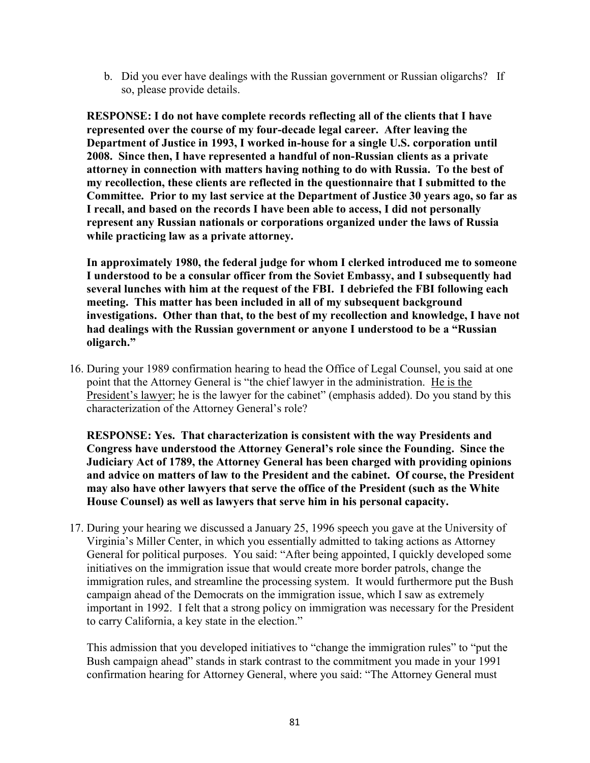b. Did you ever have dealings with the Russian government or Russian oligarchs? If so, please provide details.

**RESPONSE: I do not have complete records reflecting all of the clients that I have represented over the course of my four-decade legal career. After leaving the Department of Justice in 1993, I worked in-house for a single U.S. corporation until 2008. Since then, I have represented a handful of non-Russian clients as a private attorney in connection with matters having nothing to do with Russia. To the best of my recollection, these clients are reflected in the questionnaire that I submitted to the Committee. Prior to my last service at the Department of Justice 30 years ago, so far as I recall, and based on the records I have been able to access, I did not personally represent any Russian nationals or corporations organized under the laws of Russia while practicing law as a private attorney.**

**In approximately 1980, the federal judge for whom I clerked introduced me to someone I understood to be a consular officer from the Soviet Embassy, and I subsequently had several lunches with him at the request of the FBI. I debriefed the FBI following each meeting. This matter has been included in all of my subsequent background investigations. Other than that, to the best of my recollection and knowledge, I have not had dealings with the Russian government or anyone I understood to be a "Russian oligarch."**

16. During your 1989 confirmation hearing to head the Office of Legal Counsel, you said at one point that the Attorney General is "the chief lawyer in the administration. He is the President's lawyer; he is the lawyer for the cabinet" (emphasis added). Do you stand by this characterization of the Attorney General's role?

**RESPONSE: Yes. That characterization is consistent with the way Presidents and Congress have understood the Attorney General's role since the Founding. Since the Judiciary Act of 1789, the Attorney General has been charged with providing opinions and advice on matters of law to the President and the cabinet. Of course, the President may also have other lawyers that serve the office of the President (such as the White House Counsel) as well as lawyers that serve him in his personal capacity.**

17. During your hearing we discussed a January 25, 1996 speech you gave at the University of Virginia's Miller Center, in which you essentially admitted to taking actions as Attorney General for political purposes. You said: "After being appointed, I quickly developed some initiatives on the immigration issue that would create more border patrols, change the immigration rules, and streamline the processing system. It would furthermore put the Bush campaign ahead of the Democrats on the immigration issue, which I saw as extremely important in 1992. I felt that a strong policy on immigration was necessary for the President to carry California, a key state in the election."

This admission that you developed initiatives to "change the immigration rules" to "put the Bush campaign ahead" stands in stark contrast to the commitment you made in your 1991 confirmation hearing for Attorney General, where you said: "The Attorney General must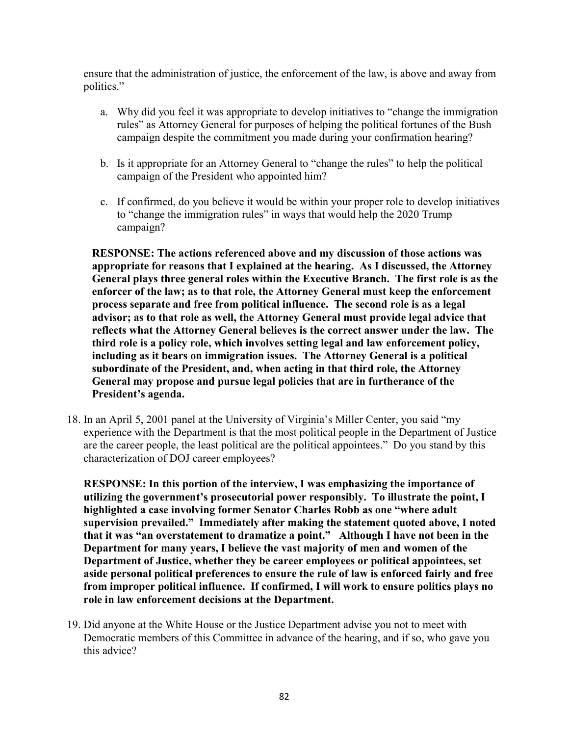ensure that the administration of justice, the enforcement of the law, is above and away from politics."

a. Why did you feel it was appropriate to develop initiatives to "change the immigration rules" as Attorney General for purposes of helping the political fortunes of the Bush campaign despite the commitment you made during your confirmation hearing?

b. Is it appropriate for an Attorney General to "change the rules" to help the political campaign of the President who appointed him?

c. If confirmed, do you believe it would be within your proper role to develop initiatives to "change the immigration rules" in ways that would help the 2020 Trump campaign?

**RESPONSE: The actions referenced above and my discussion of those actions was appropriate for reasons that I explained at the hearing. As I discussed, the Attorney General plays three general roles within the Executive Branch. The first role is as the enforcer of the law; as to that role, the Attorney General must keep the enforcement process separate and free from political influence. The second role is as a legal advisor; as to that role as well, the Attorney General must provide legal advice that reflects what the Attorney General believes is the correct answer under the law. The third role is a policy role, which involves setting legal and law enforcement policy, including as it bears on immigration issues. The Attorney General is a political subordinate of the President, and, when acting in that third role, the Attorney General may propose and pursue legal policies that are in furtherance of the President's agenda.**

18. In an April 5, 2001 panel at the University of Virginia's Miller Center, you said "my experience with the Department is that the most political people in the Department of Justice are the career people, the least political are the political appointees." Do you stand by this characterization of DOJ career employees?

**RESPONSE: In this portion of the interview, I was emphasizing the importance of utilizing the government's prosecutorial power responsibly. To illustrate the point, I highlighted a case involving former Senator Charles Robb as one "where adult supervision prevailed." Immediately after making the statement quoted above, I noted that it was "an overstatement to dramatize a point." Although I have not been in the Department for many years, I believe the vast majority of men and women of the Department of Justice, whether they be career employees or political appointees, set aside personal political preferences to ensure the rule of law is enforced fairly and free from improper political influence. If confirmed, I will work to ensure politics plays no role in law enforcement decisions at the Department.**

19. Did anyone at the White House or the Justice Department advise you not to meet with Democratic members of this Committee in advance of the hearing, and if so, who gave you this advice?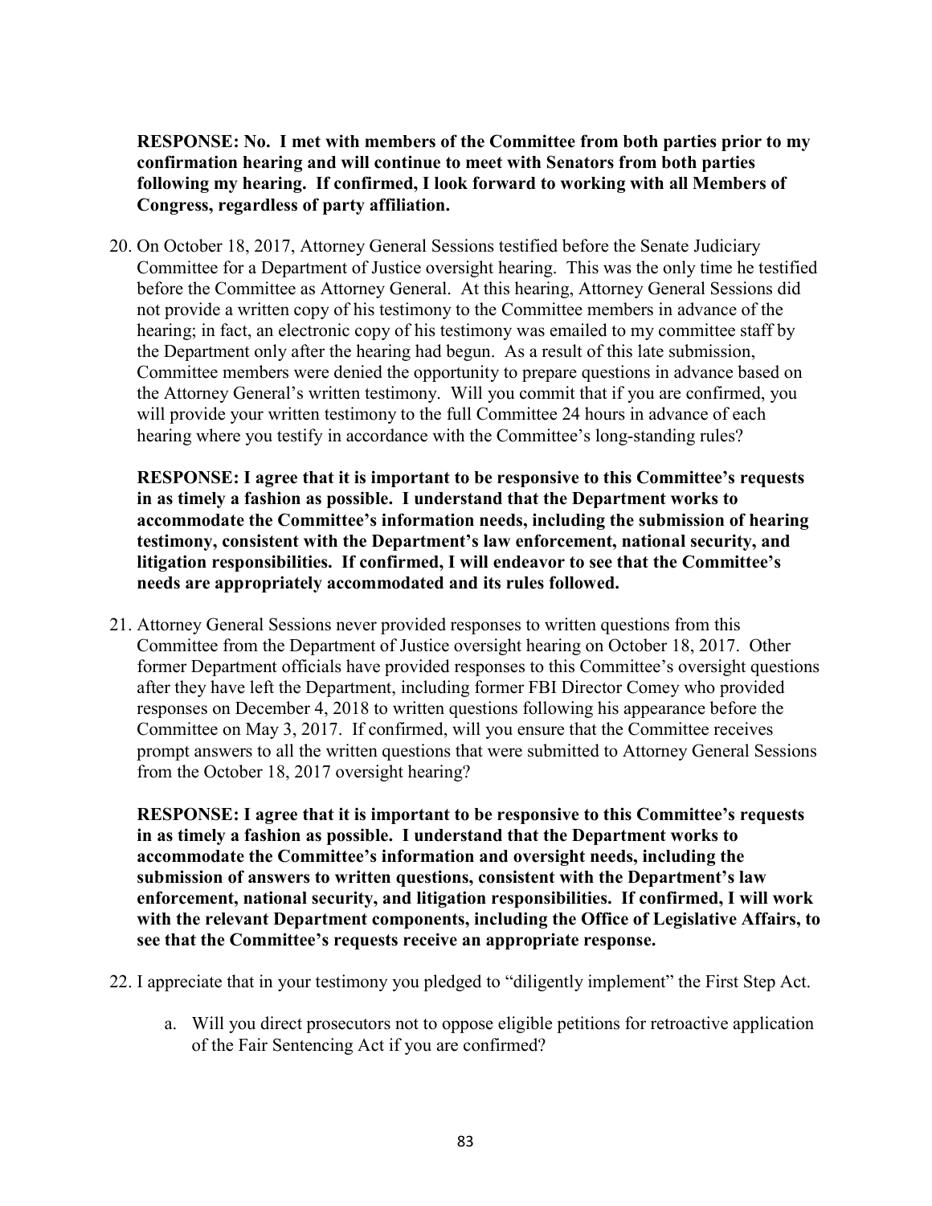**RESPONSE: No. I met with members of the Committee from both parties prior to my confirmation hearing and will continue to meet with Senators from both parties following my hearing. If confirmed, I look forward to working with all Members of Congress, regardless of party affiliation.**

20. On October 18, 2017, Attorney General Sessions testified before the Senate Judiciary Committee for a Department of Justice oversight hearing. This was the only time he testified before the Committee as Attorney General. At this hearing, Attorney General Sessions did not provide a written copy of his testimony to the Committee members in advance of the hearing; in fact, an electronic copy of his testimony was emailed to my committee staff by the Department only after the hearing had begun. As a result of this late submission, Committee members were denied the opportunity to prepare questions in advance based on the Attorney General's written testimony. Will you commit that if you are confirmed, you will provide your written testimony to the full Committee 24 hours in advance of each hearing where you testify in accordance with the Committee's long-standing rules?

    **RESPONSE: I agree that it is important to be responsive to this Committee's requests in as timely a fashion as possible. I understand that the Department works to accommodate the Committee's information needs, including the submission of hearing testimony, consistent with the Department's law enforcement, national security, and litigation responsibilities. If confirmed, I will endeavor to see that the Committee's needs are appropriately accommodated and its rules followed.**

21. Attorney General Sessions never provided responses to written questions from this Committee from the Department of Justice oversight hearing on October 18, 2017. Other former Department officials have provided responses to this Committee's oversight questions after they have left the Department, including former FBI Director Comey who provided responses on December 4, 2018 to written questions following his appearance before the Committee on May 3, 2017. If confirmed, will you ensure that the Committee receives prompt answers to all the written questions that were submitted to Attorney General Sessions from the October 18, 2017 oversight hearing?

    **RESPONSE: I agree that it is important to be responsive to this Committee's requests in as timely a fashion as possible. I understand that the Department works to accommodate the Committee's information and oversight needs, including the submission of answers to written questions, consistent with the Department's law enforcement, national security, and litigation responsibilities. If confirmed, I will work with the relevant Department components, including the Office of Legislative Affairs, to see that the Committee's requests receive an appropriate response.**

22. I appreciate that in your testimony you pledged to "diligently implement" the First Step Act.

    a. Will you direct prosecutors not to oppose eligible petitions for retroactive application of the Fair Sentencing Act if you are confirmed?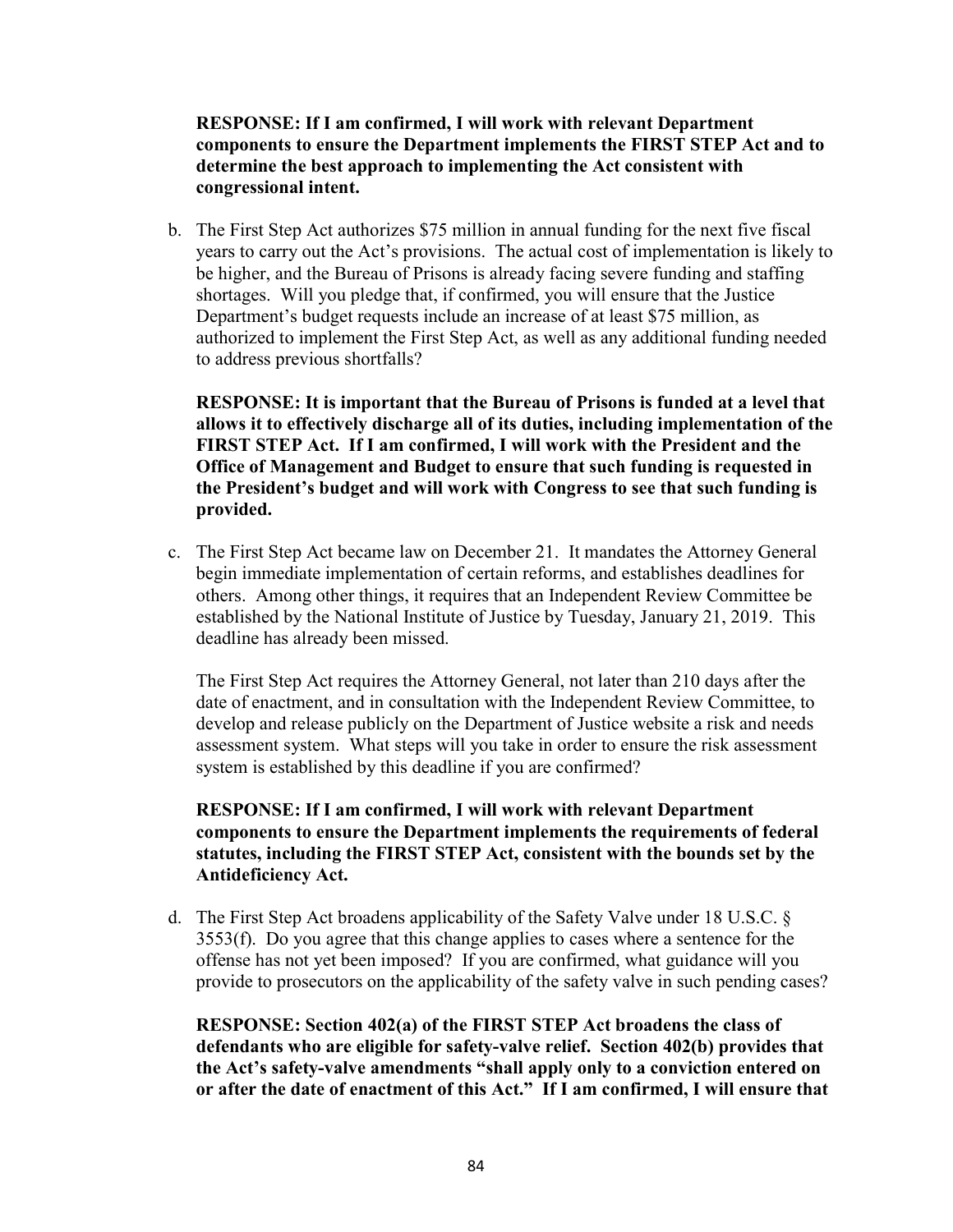**RESPONSE: If I am confirmed, I will work with relevant Department components to ensure the Department implements the FIRST STEP Act and to determine the best approach to implementing the Act consistent with congressional intent.**

b. The First Step Act authorizes $75 million in annual funding for the next five fiscal years to carry out the Act's provisions. The actual cost of implementation is likely to be higher, and the Bureau of Prisons is already facing severe funding and staffing shortages. Will you pledge that, if confirmed, you will ensure that the Justice Department's budget requests include an increase of at least $75 million, as authorized to implement the First Step Act, as well as any additional funding needed to address previous shortfalls?

**RESPONSE: It is important that the Bureau of Prisons is funded at a level that allows it to effectively discharge all of its duties, including implementation of the FIRST STEP Act. If I am confirmed, I will work with the President and the Office of Management and Budget to ensure that such funding is requested in the President's budget and will work with Congress to see that such funding is provided.**

c. The First Step Act became law on December 21. It mandates the Attorney General begin immediate implementation of certain reforms, and establishes deadlines for others. Among other things, it requires that an Independent Review Committee be established by the National Institute of Justice by Tuesday, January 21, 2019. This deadline has already been missed.

The First Step Act requires the Attorney General, not later than 210 days after the date of enactment, and in consultation with the Independent Review Committee, to develop and release publicly on the Department of Justice website a risk and needs assessment system. What steps will you take in order to ensure the risk assessment system is established by this deadline if you are confirmed?

**RESPONSE: If I am confirmed, I will work with relevant Department components to ensure the Department implements the requirements of federal statutes, including the FIRST STEP Act, consistent with the bounds set by the Antideficiency Act.**

d. The First Step Act broadens applicability of the Safety Valve under 18 U.S.C. § 3553(f). Do you agree that this change applies to cases where a sentence for the offense has not yet been imposed? If you are confirmed, what guidance will you provide to prosecutors on the applicability of the safety valve in such pending cases?

**RESPONSE: Section 402(a) of the FIRST STEP Act broadens the class of defendants who are eligible for safety-valve relief. Section 402(b) provides that the Act's safety-valve amendments "shall apply only to a conviction entered on or after the date of enactment of this Act." If I am confirmed, I will ensure that**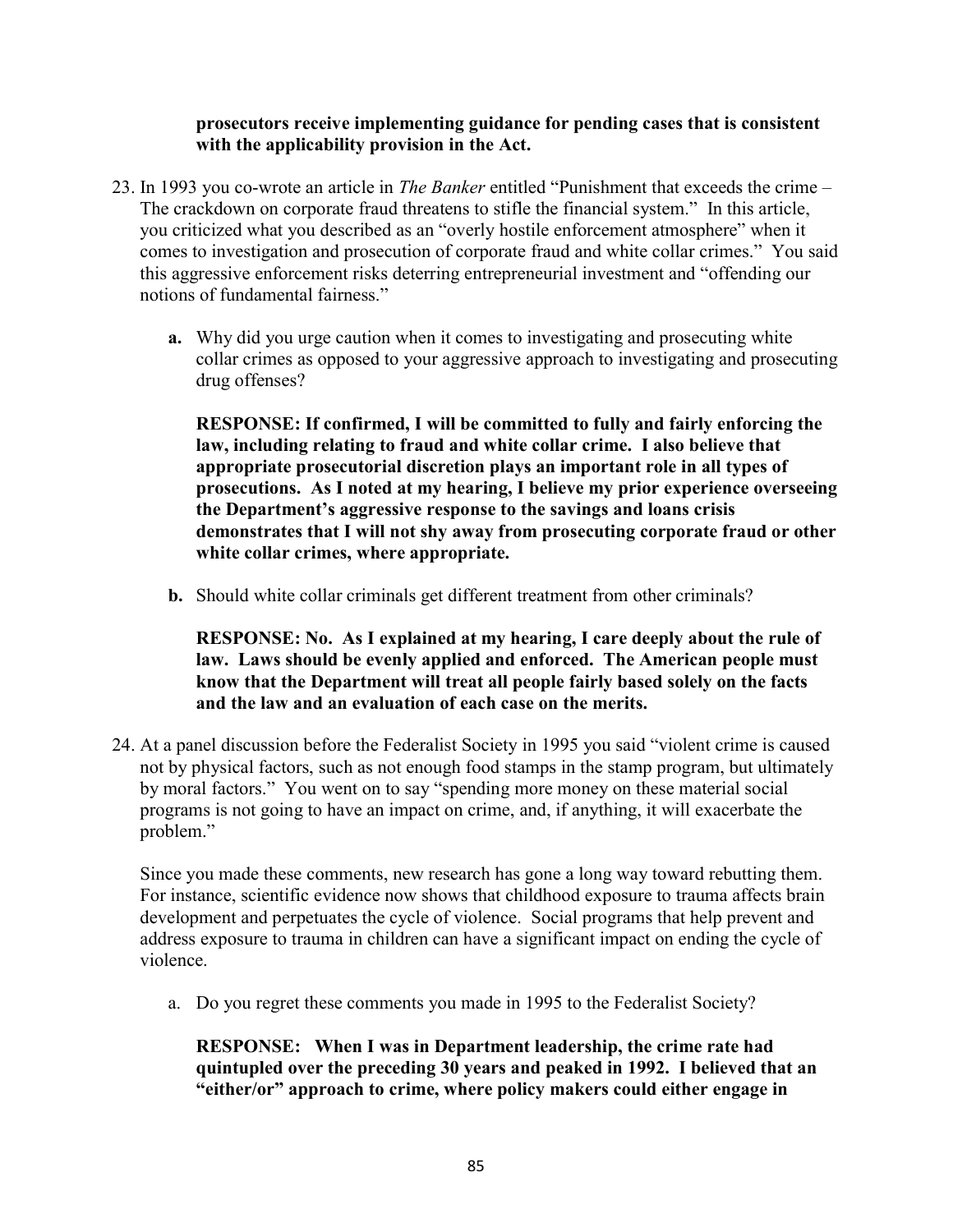**prosecutors receive implementing guidance for pending cases that is consistent with the applicability provision in the Act.**

23. In 1993 you co-wrote an article in *The Banker* entitled "Punishment that exceeds the crime – The crackdown on corporate fraud threatens to stifle the financial system." In this article, you criticized what you described as an "overly hostile enforcement atmosphere" when it comes to investigation and prosecution of corporate fraud and white collar crimes." You said this aggressive enforcement risks deterring entrepreneurial investment and "offending our notions of fundamental fairness."

    **a.** Why did you urge caution when it comes to investigating and prosecuting white collar crimes as opposed to your aggressive approach to investigating and prosecuting drug offenses?

    **RESPONSE: If confirmed, I will be committed to fully and fairly enforcing the law, including relating to fraud and white collar crime. I also believe that appropriate prosecutorial discretion plays an important role in all types of prosecutions. As I noted at my hearing, I believe my prior experience overseeing the Department's aggressive response to the savings and loans crisis demonstrates that I will not shy away from prosecuting corporate fraud or other white collar crimes, where appropriate.**

    **b.** Should white collar criminals get different treatment from other criminals?

    **RESPONSE: No. As I explained at my hearing, I care deeply about the rule of law. Laws should be evenly applied and enforced. The American people must know that the Department will treat all people fairly based solely on the facts and the law and an evaluation of each case on the merits.**

24. At a panel discussion before the Federalist Society in 1995 you said "violent crime is caused not by physical factors, such as not enough food stamps in the stamp program, but ultimately by moral factors." You went on to say "spending more money on these material social programs is not going to have an impact on crime, and, if anything, it will exacerbate the problem."

    Since you made these comments, new research has gone a long way toward rebutting them. For instance, scientific evidence now shows that childhood exposure to trauma affects brain development and perpetuates the cycle of violence. Social programs that help prevent and address exposure to trauma in children can have a significant impact on ending the cycle of violence.

    a. Do you regret these comments you made in 1995 to the Federalist Society?

    **RESPONSE: When I was in Department leadership, the crime rate had quintupled over the preceding 30 years and peaked in 1992. I believed that an "either/or" approach to crime, where policy makers could either engage in**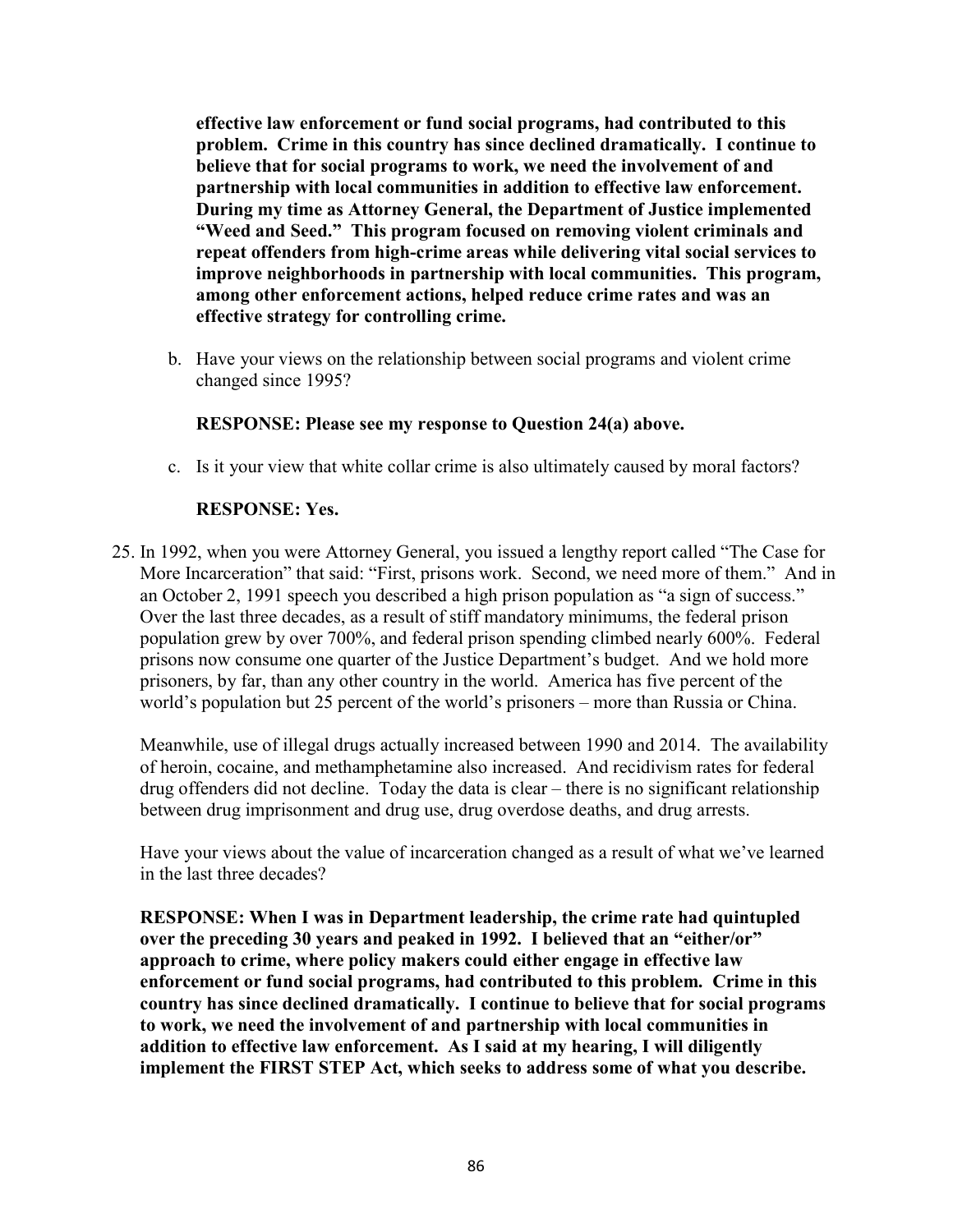**effective law enforcement or fund social programs, had contributed to this problem. Crime in this country has since declined dramatically. I continue to believe that for social programs to work, we need the involvement of and partnership with local communities in addition to effective law enforcement. During my time as Attorney General, the Department of Justice implemented "Weed and Seed." This program focused on removing violent criminals and repeat offenders from high-crime areas while delivering vital social services to improve neighborhoods in partnership with local communities. This program, among other enforcement actions, helped reduce crime rates and was an effective strategy for controlling crime.**

b. Have your views on the relationship between social programs and violent crime changed since 1995?

**RESPONSE: Please see my response to Question 24(a) above.**

c. Is it your view that white collar crime is also ultimately caused by moral factors?

**RESPONSE: Yes.**

25. In 1992, when you were Attorney General, you issued a lengthy report called "The Case for More Incarceration" that said: "First, prisons work. Second, we need more of them." And in an October 2, 1991 speech you described a high prison population as "a sign of success." Over the last three decades, as a result of stiff mandatory minimums, the federal prison population grew by over 700%, and federal prison spending climbed nearly 600%. Federal prisons now consume one quarter of the Justice Department's budget. And we hold more prisoners, by far, than any other country in the world. America has five percent of the world's population but 25 percent of the world's prisoners – more than Russia or China.

    Meanwhile, use of illegal drugs actually increased between 1990 and 2014. The availability of heroin, cocaine, and methamphetamine also increased. And recidivism rates for federal drug offenders did not decline. Today the data is clear – there is no significant relationship between drug imprisonment and drug use, drug overdose deaths, and drug arrests.

    Have your views about the value of incarceration changed as a result of what we've learned in the last three decades?

    **RESPONSE: When I was in Department leadership, the crime rate had quintupled over the preceding 30 years and peaked in 1992. I believed that an "either/or" approach to crime, where policy makers could either engage in effective law enforcement or fund social programs, had contributed to this problem. Crime in this country has since declined dramatically. I continue to believe that for social programs to work, we need the involvement of and partnership with local communities in addition to effective law enforcement. As I said at my hearing, I will diligently implement the FIRST STEP Act, which seeks to address some of what you describe.**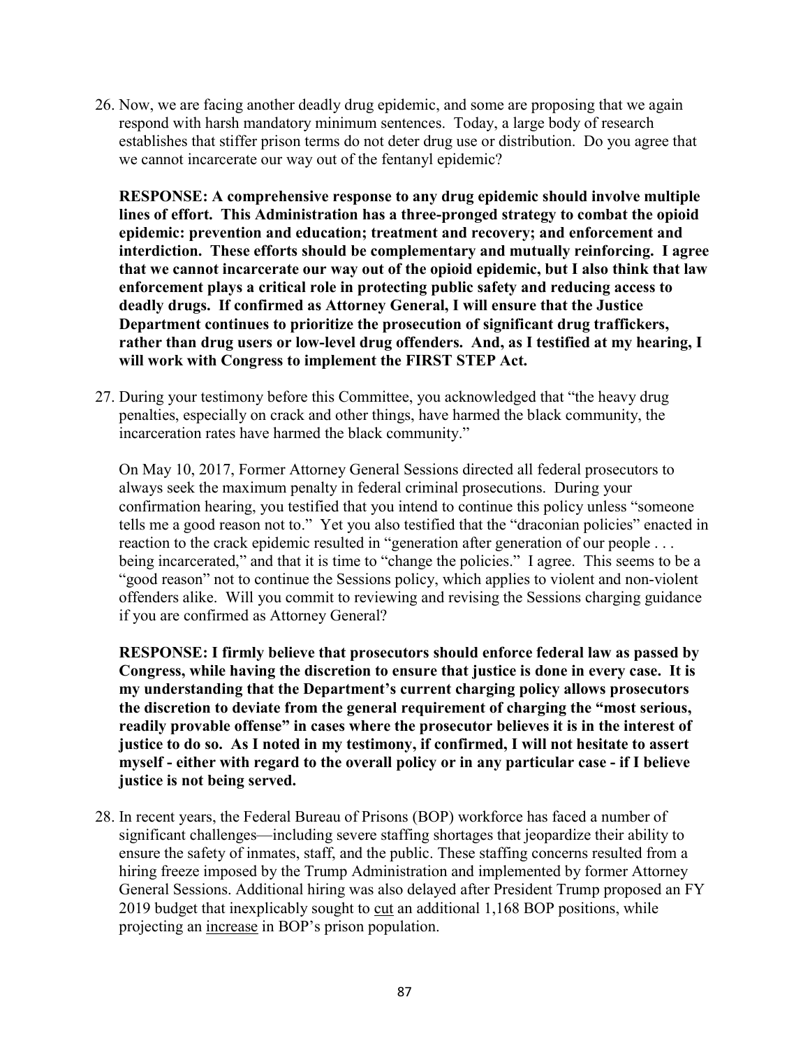26. Now, we are facing another deadly drug epidemic, and some are proposing that we again respond with harsh mandatory minimum sentences. Today, a large body of research establishes that stiffer prison terms do not deter drug use or distribution. Do you agree that we cannot incarcerate our way out of the fentanyl epidemic?

    **RESPONSE: A comprehensive response to any drug epidemic should involve multiple lines of effort. This Administration has a three-pronged strategy to combat the opioid epidemic: prevention and education; treatment and recovery; and enforcement and interdiction. These efforts should be complementary and mutually reinforcing. I agree that we cannot incarcerate our way out of the opioid epidemic, but I also think that law enforcement plays a critical role in protecting public safety and reducing access to deadly drugs. If confirmed as Attorney General, I will ensure that the Justice Department continues to prioritize the prosecution of significant drug traffickers, rather than drug users or low-level drug offenders. And, as I testified at my hearing, I will work with Congress to implement the FIRST STEP Act.**

27. During your testimony before this Committee, you acknowledged that "the heavy drug penalties, especially on crack and other things, have harmed the black community, the incarceration rates have harmed the black community."

    On May 10, 2017, Former Attorney General Sessions directed all federal prosecutors to always seek the maximum penalty in federal criminal prosecutions. During your confirmation hearing, you testified that you intend to continue this policy unless "someone tells me a good reason not to." Yet you also testified that the "draconian policies" enacted in reaction to the crack epidemic resulted in "generation after generation of our people . . . being incarcerated," and that it is time to "change the policies." I agree. This seems to be a "good reason" not to continue the Sessions policy, which applies to violent and non-violent offenders alike. Will you commit to reviewing and revising the Sessions charging guidance if you are confirmed as Attorney General?

    **RESPONSE: I firmly believe that prosecutors should enforce federal law as passed by Congress, while having the discretion to ensure that justice is done in every case. It is my understanding that the Department's current charging policy allows prosecutors the discretion to deviate from the general requirement of charging the "most serious, readily provable offense" in cases where the prosecutor believes it is in the interest of justice to do so. As I noted in my testimony, if confirmed, I will not hesitate to assert myself - either with regard to the overall policy or in any particular case - if I believe justice is not being served.**

28. In recent years, the Federal Bureau of Prisons (BOP) workforce has faced a number of significant challenges—including severe staffing shortages that jeopardize their ability to ensure the safety of inmates, staff, and the public. These staffing concerns resulted from a hiring freeze imposed by the Trump Administration and implemented by former Attorney General Sessions. Additional hiring was also delayed after President Trump proposed an FY 2019 budget that inexplicably sought to <u>cut</u> an additional 1,168 BOP positions, while projecting an <u>increase</u> in BOP's prison population.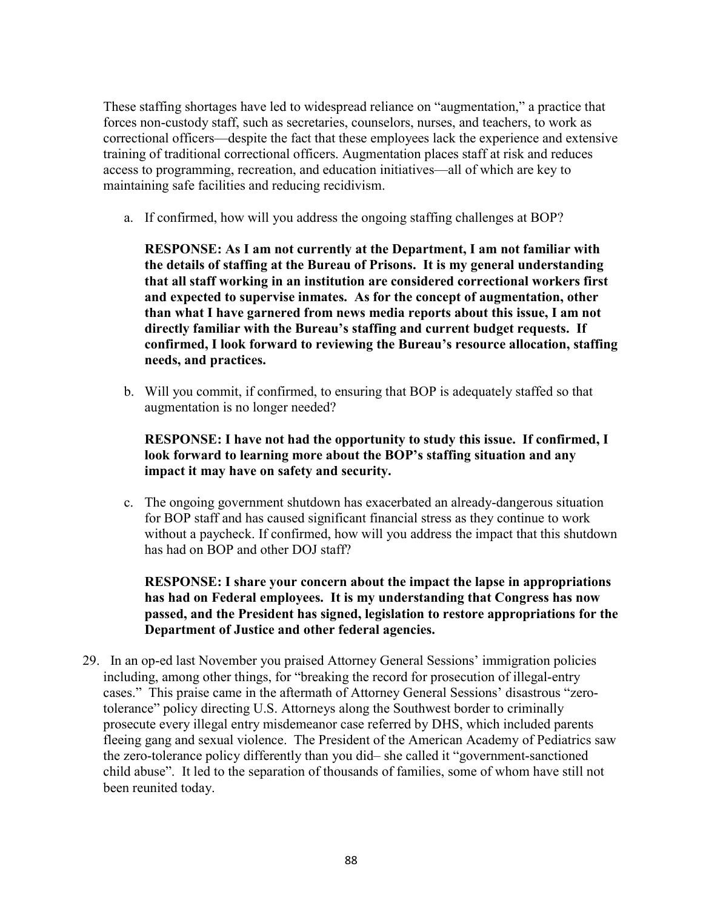These staffing shortages have led to widespread reliance on "augmentation," a practice that forces non-custody staff, such as secretaries, counselors, nurses, and teachers, to work as correctional officers—despite the fact that these employees lack the experience and extensive training of traditional correctional officers. Augmentation places staff at risk and reduces access to programming, recreation, and education initiatives—all of which are key to maintaining safe facilities and reducing recidivism.

a. If confirmed, how will you address the ongoing staffing challenges at BOP?

**RESPONSE: As I am not currently at the Department, I am not familiar with the details of staffing at the Bureau of Prisons. It is my general understanding that all staff working in an institution are considered correctional workers first and expected to supervise inmates. As for the concept of augmentation, other than what I have garnered from news media reports about this issue, I am not directly familiar with the Bureau's staffing and current budget requests. If confirmed, I look forward to reviewing the Bureau's resource allocation, staffing needs, and practices.**

b. Will you commit, if confirmed, to ensuring that BOP is adequately staffed so that augmentation is no longer needed?

**RESPONSE: I have not had the opportunity to study this issue. If confirmed, I look forward to learning more about the BOP's staffing situation and any impact it may have on safety and security.**

c. The ongoing government shutdown has exacerbated an already-dangerous situation for BOP staff and has caused significant financial stress as they continue to work without a paycheck. If confirmed, how will you address the impact that this shutdown has had on BOP and other DOJ staff?

**RESPONSE: I share your concern about the impact the lapse in appropriations has had on Federal employees. It is my understanding that Congress has now passed, and the President has signed, legislation to restore appropriations for the Department of Justice and other federal agencies.**

29. In an op-ed last November you praised Attorney General Sessions' immigration policies including, among other things, for "breaking the record for prosecution of illegal-entry cases." This praise came in the aftermath of Attorney General Sessions' disastrous "zero-tolerance" policy directing U.S. Attorneys along the Southwest border to criminally prosecute every illegal entry misdemeanor case referred by DHS, which included parents fleeing gang and sexual violence. The President of the American Academy of Pediatrics saw the zero-tolerance policy differently than you did– she called it "government-sanctioned child abuse". It led to the separation of thousands of families, some of whom have still not been reunited today.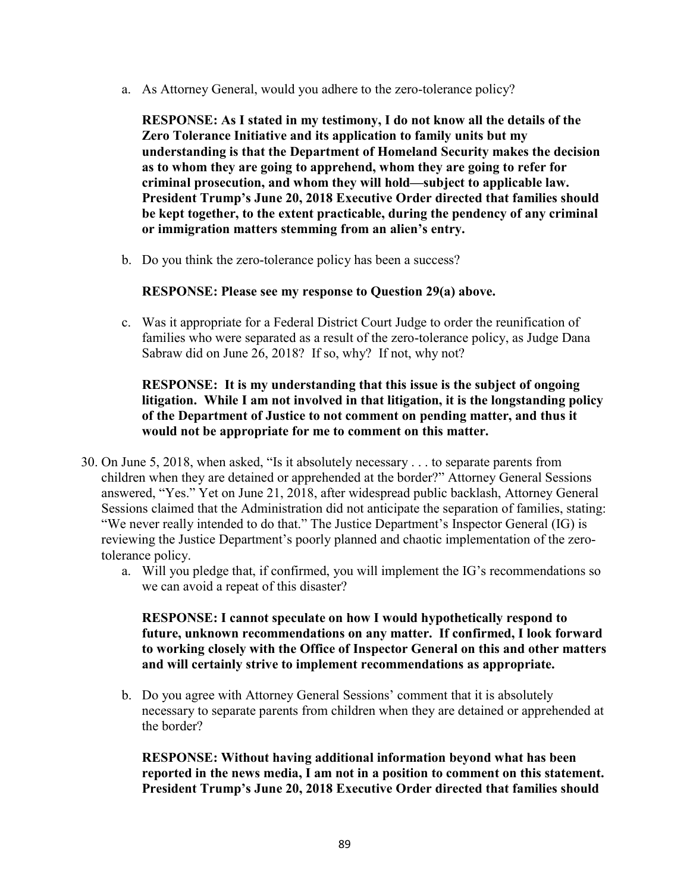a. As Attorney General, would you adhere to the zero-tolerance policy?

   **RESPONSE: As I stated in my testimony, I do not know all the details of the Zero Tolerance Initiative and its application to family units but my understanding is that the Department of Homeland Security makes the decision as to whom they are going to apprehend, whom they are going to refer for criminal prosecution, and whom they will hold—subject to applicable law. President Trump's June 20, 2018 Executive Order directed that families should be kept together, to the extent practicable, during the pendency of any criminal or immigration matters stemming from an alien's entry.**

b. Do you think the zero-tolerance policy has been a success?

   **RESPONSE: Please see my response to Question 29(a) above.**

c. Was it appropriate for a Federal District Court Judge to order the reunification of families who were separated as a result of the zero-tolerance policy, as Judge Dana Sabraw did on June 26, 2018? If so, why? If not, why not?

   **RESPONSE: It is my understanding that this issue is the subject of ongoing litigation. While I am not involved in that litigation, it is the longstanding policy of the Department of Justice to not comment on pending matter, and thus it would not be appropriate for me to comment on this matter.**

30. On June 5, 2018, when asked, "Is it absolutely necessary . . . to separate parents from children when they are detained or apprehended at the border?" Attorney General Sessions answered, "Yes." Yet on June 21, 2018, after widespread public backlash, Attorney General Sessions claimed that the Administration did not anticipate the separation of families, stating: "We never really intended to do that." The Justice Department's Inspector General (IG) is reviewing the Justice Department's poorly planned and chaotic implementation of the zero-tolerance policy.

    a. Will you pledge that, if confirmed, you will implement the IG's recommendations so we can avoid a repeat of this disaster?

       **RESPONSE: I cannot speculate on how I would hypothetically respond to future, unknown recommendations on any matter. If confirmed, I look forward to working closely with the Office of Inspector General on this and other matters and will certainly strive to implement recommendations as appropriate.**

    b. Do you agree with Attorney General Sessions' comment that it is absolutely necessary to separate parents from children when they are detained or apprehended at the border?

       **RESPONSE: Without having additional information beyond what has been reported in the news media, I am not in a position to comment on this statement. President Trump's June 20, 2018 Executive Order directed that families should**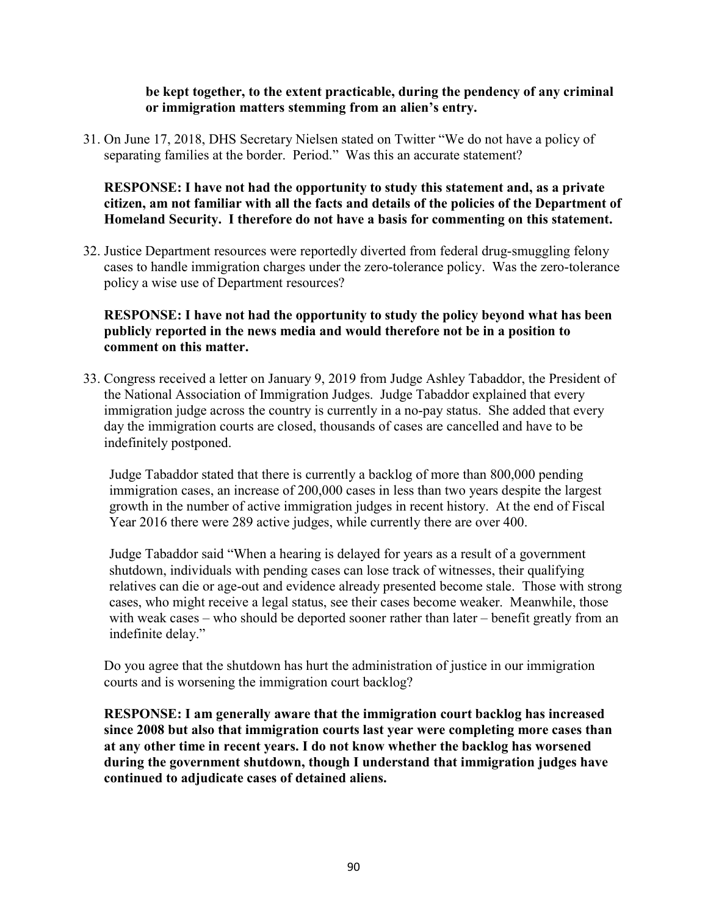**be kept together, to the extent practicable, during the pendency of any criminal or immigration matters stemming from an alien's entry.**

31. On June 17, 2018, DHS Secretary Nielsen stated on Twitter "We do not have a policy of separating families at the border. Period." Was this an accurate statement?

    **RESPONSE: I have not had the opportunity to study this statement and, as a private citizen, am not familiar with all the facts and details of the policies of the Department of Homeland Security. I therefore do not have a basis for commenting on this statement.**

32. Justice Department resources were reportedly diverted from federal drug-smuggling felony cases to handle immigration charges under the zero-tolerance policy. Was the zero-tolerance policy a wise use of Department resources?

    **RESPONSE: I have not had the opportunity to study the policy beyond what has been publicly reported in the news media and would therefore not be in a position to comment on this matter.**

33. Congress received a letter on January 9, 2019 from Judge Ashley Tabaddor, the President of the National Association of Immigration Judges. Judge Tabaddor explained that every immigration judge across the country is currently in a no-pay status. She added that every day the immigration courts are closed, thousands of cases are cancelled and have to be indefinitely postponed.

    Judge Tabaddor stated that there is currently a backlog of more than 800,000 pending immigration cases, an increase of 200,000 cases in less than two years despite the largest growth in the number of active immigration judges in recent history. At the end of Fiscal Year 2016 there were 289 active judges, while currently there are over 400.

    Judge Tabaddor said "When a hearing is delayed for years as a result of a government shutdown, individuals with pending cases can lose track of witnesses, their qualifying relatives can die or age-out and evidence already presented become stale. Those with strong cases, who might receive a legal status, see their cases become weaker. Meanwhile, those with weak cases – who should be deported sooner rather than later – benefit greatly from an indefinite delay."

    Do you agree that the shutdown has hurt the administration of justice in our immigration courts and is worsening the immigration court backlog?

    **RESPONSE: I am generally aware that the immigration court backlog has increased since 2008 but also that immigration courts last year were completing more cases than at any other time in recent years. I do not know whether the backlog has worsened during the government shutdown, though I understand that immigration judges have continued to adjudicate cases of detained aliens.**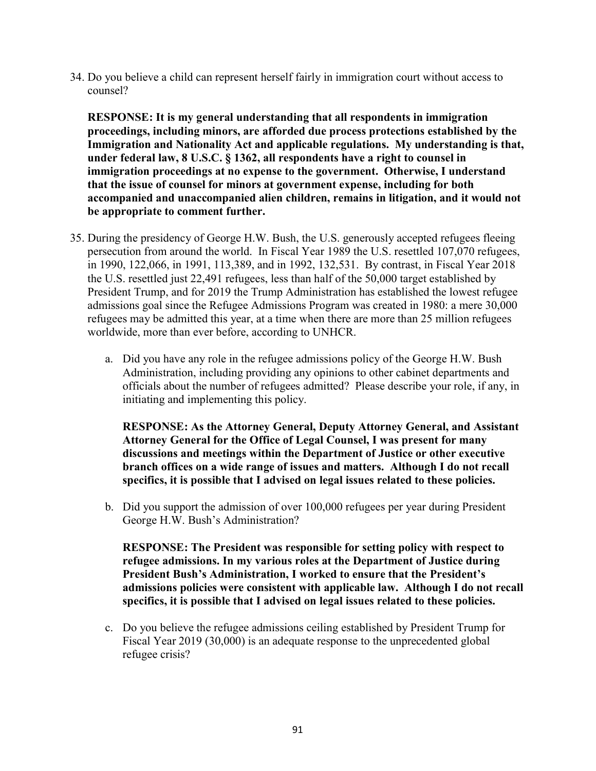34. Do you believe a child can represent herself fairly in immigration court without access to counsel?

    **RESPONSE: It is my general understanding that all respondents in immigration proceedings, including minors, are afforded due process protections established by the Immigration and Nationality Act and applicable regulations. My understanding is that, under federal law, 8 U.S.C. § 1362, all respondents have a right to counsel in immigration proceedings at no expense to the government. Otherwise, I understand that the issue of counsel for minors at government expense, including for both accompanied and unaccompanied alien children, remains in litigation, and it would not be appropriate to comment further.**

35. During the presidency of George H.W. Bush, the U.S. generously accepted refugees fleeing persecution from around the world. In Fiscal Year 1989 the U.S. resettled 107,070 refugees, in 1990, 122,066, in 1991, 113,389, and in 1992, 132,531. By contrast, in Fiscal Year 2018 the U.S. resettled just 22,491 refugees, less than half of the 50,000 target established by President Trump, and for 2019 the Trump Administration has established the lowest refugee admissions goal since the Refugee Admissions Program was created in 1980: a mere 30,000 refugees may be admitted this year, at a time when there are more than 25 million refugees worldwide, more than ever before, according to UNHCR.

    a. Did you have any role in the refugee admissions policy of the George H.W. Bush Administration, including providing any opinions to other cabinet departments and officials about the number of refugees admitted? Please describe your role, if any, in initiating and implementing this policy.

       **RESPONSE: As the Attorney General, Deputy Attorney General, and Assistant Attorney General for the Office of Legal Counsel, I was present for many discussions and meetings within the Department of Justice or other executive branch offices on a wide range of issues and matters. Although I do not recall specifics, it is possible that I advised on legal issues related to these policies.**

    b. Did you support the admission of over 100,000 refugees per year during President George H.W. Bush's Administration?

       **RESPONSE: The President was responsible for setting policy with respect to refugee admissions. In my various roles at the Department of Justice during President Bush's Administration, I worked to ensure that the President's admissions policies were consistent with applicable law. Although I do not recall specifics, it is possible that I advised on legal issues related to these policies.**

    c. Do you believe the refugee admissions ceiling established by President Trump for Fiscal Year 2019 (30,000) is an adequate response to the unprecedented global refugee crisis?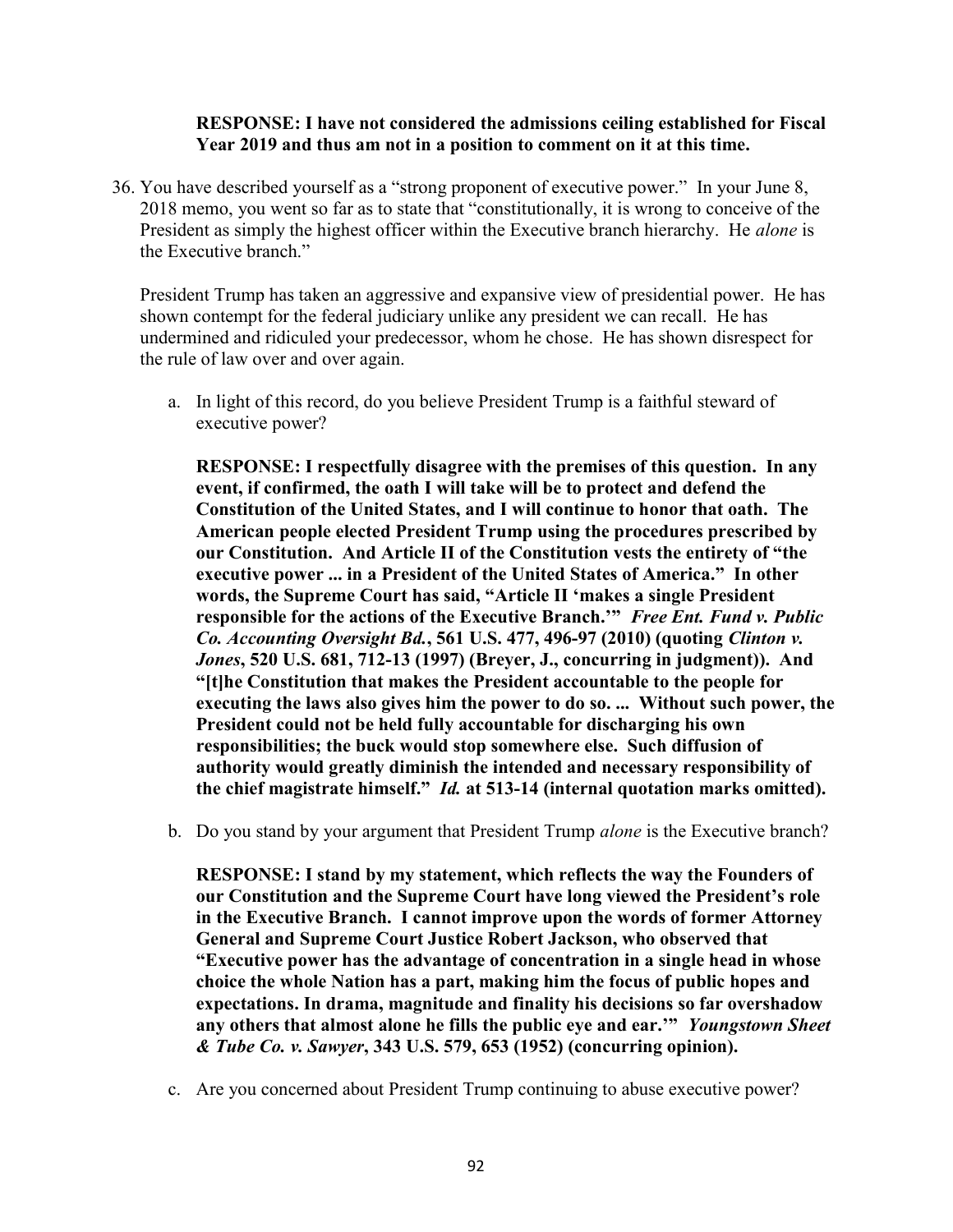**RESPONSE: I have not considered the admissions ceiling established for Fiscal Year 2019 and thus am not in a position to comment on it at this time.**

36. You have described yourself as a "strong proponent of executive power." In your June 8, 2018 memo, you went so far as to state that "constitutionally, it is wrong to conceive of the President as simply the highest officer within the Executive branch hierarchy. He *alone* is the Executive branch."

    President Trump has taken an aggressive and expansive view of presidential power. He has shown contempt for the federal judiciary unlike any president we can recall. He has undermined and ridiculed your predecessor, whom he chose. He has shown disrespect for the rule of law over and over again.

    a. In light of this record, do you believe President Trump is a faithful steward of executive power?

    **RESPONSE: I respectfully disagree with the premises of this question. In any event, if confirmed, the oath I will take will be to protect and defend the Constitution of the United States, and I will continue to honor that oath. The American people elected President Trump using the procedures prescribed by our Constitution. And Article II of the Constitution vests the entirety of "the executive power ... in a President of the United States of America." In other words, the Supreme Court has said, "Article II 'makes a single President responsible for the actions of the Executive Branch.'" *Free Ent. Fund v. Public Co. Accounting Oversight Bd.*, 561 U.S. 477, 496-97 (2010) (quoting *Clinton v. Jones*, 520 U.S. 681, 712-13 (1997) (Breyer, J., concurring in judgment)). And "[t]he Constitution that makes the President accountable to the people for executing the laws also gives him the power to do so. ... Without such power, the President could not be held fully accountable for discharging his own responsibilities; the buck would stop somewhere else. Such diffusion of authority would greatly diminish the intended and necessary responsibility of the chief magistrate himself." *Id.* at 513-14 (internal quotation marks omitted).**

    b. Do you stand by your argument that President Trump *alone* is the Executive branch?

    **RESPONSE: I stand by my statement, which reflects the way the Founders of our Constitution and the Supreme Court have long viewed the President's role in the Executive Branch. I cannot improve upon the words of former Attorney General and Supreme Court Justice Robert Jackson, who observed that "Executive power has the advantage of concentration in a single head in whose choice the whole Nation has a part, making him the focus of public hopes and expectations. In drama, magnitude and finality his decisions so far overshadow any others that almost alone he fills the public eye and ear.'" *Youngstown Sheet & Tube Co. v. Sawyer*, 343 U.S. 579, 653 (1952) (concurring opinion).**

    c. Are you concerned about President Trump continuing to abuse executive power?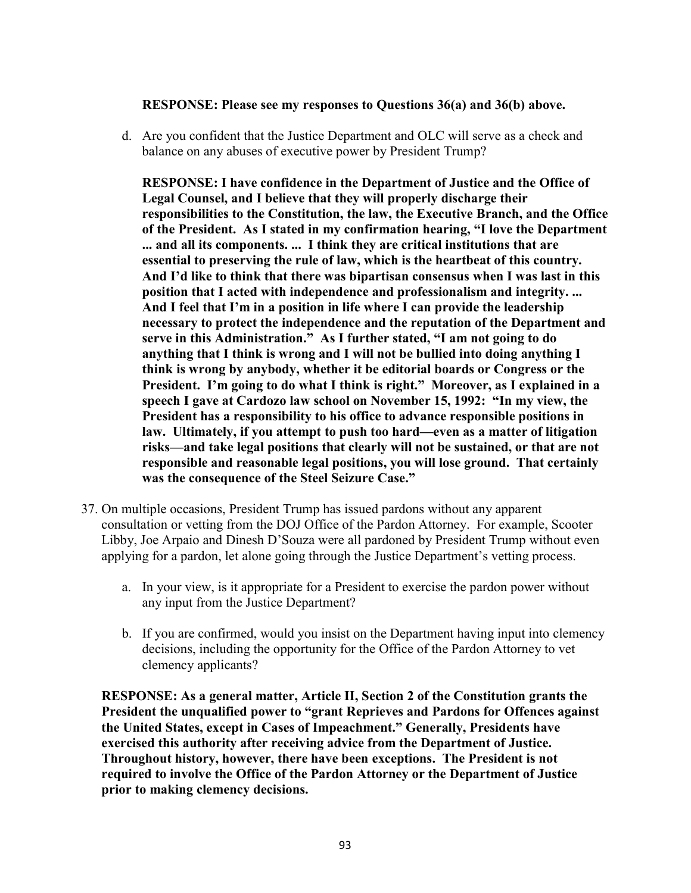**RESPONSE: Please see my responses to Questions 36(a) and 36(b) above.**

d. Are you confident that the Justice Department and OLC will serve as a check and balance on any abuses of executive power by President Trump?

   **RESPONSE: I have confidence in the Department of Justice and the Office of Legal Counsel, and I believe that they will properly discharge their responsibilities to the Constitution, the law, the Executive Branch, and the Office of the President. As I stated in my confirmation hearing, "I love the Department ... and all its components. ... I think they are critical institutions that are essential to preserving the rule of law, which is the heartbeat of this country. And I'd like to think that there was bipartisan consensus when I was last in this position that I acted with independence and professionalism and integrity. ... And I feel that I'm in a position in life where I can provide the leadership necessary to protect the independence and the reputation of the Department and serve in this Administration." As I further stated, "I am not going to do anything that I think is wrong and I will not be bullied into doing anything I think is wrong by anybody, whether it be editorial boards or Congress or the President. I'm going to do what I think is right." Moreover, as I explained in a speech I gave at Cardozo law school on November 15, 1992: "In my view, the President has a responsibility to his office to advance responsible positions in law. Ultimately, if you attempt to push too hard—even as a matter of litigation risks—and take legal positions that clearly will not be sustained, or that are not responsible and reasonable legal positions, you will lose ground. That certainly was the consequence of the Steel Seizure Case."**

37. On multiple occasions, President Trump has issued pardons without any apparent consultation or vetting from the DOJ Office of the Pardon Attorney. For example, Scooter Libby, Joe Arpaio and Dinesh D'Souza were all pardoned by President Trump without even applying for a pardon, let alone going through the Justice Department's vetting process.

    a. In your view, is it appropriate for a President to exercise the pardon power without any input from the Justice Department?

    b. If you are confirmed, would you insist on the Department having input into clemency decisions, including the opportunity for the Office of the Pardon Attorney to vet clemency applicants?

**RESPONSE: As a general matter, Article II, Section 2 of the Constitution grants the President the unqualified power to "grant Reprieves and Pardons for Offences against the United States, except in Cases of Impeachment." Generally, Presidents have exercised this authority after receiving advice from the Department of Justice. Throughout history, however, there have been exceptions. The President is not required to involve the Office of the Pardon Attorney or the Department of Justice prior to making clemency decisions.**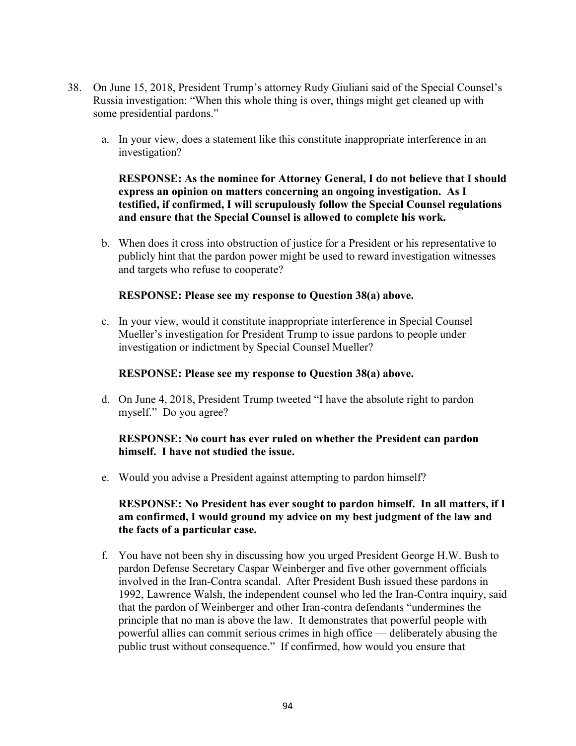38. On June 15, 2018, President Trump's attorney Rudy Giuliani said of the Special Counsel's Russia investigation: "When this whole thing is over, things might get cleaned up with some presidential pardons."

    a. In your view, does a statement like this constitute inappropriate interference in an investigation?

       **RESPONSE: As the nominee for Attorney General, I do not believe that I should express an opinion on matters concerning an ongoing investigation. As I testified, if confirmed, I will scrupulously follow the Special Counsel regulations and ensure that the Special Counsel is allowed to complete his work.**

    b. When does it cross into obstruction of justice for a President or his representative to publicly hint that the pardon power might be used to reward investigation witnesses and targets who refuse to cooperate?

       **RESPONSE: Please see my response to Question 38(a) above.**

    c. In your view, would it constitute inappropriate interference in Special Counsel Mueller's investigation for President Trump to issue pardons to people under investigation or indictment by Special Counsel Mueller?

       **RESPONSE: Please see my response to Question 38(a) above.**

    d. On June 4, 2018, President Trump tweeted "I have the absolute right to pardon myself." Do you agree?

       **RESPONSE: No court has ever ruled on whether the President can pardon himself. I have not studied the issue.**

    e. Would you advise a President against attempting to pardon himself?

       **RESPONSE: No President has ever sought to pardon himself. In all matters, if I am confirmed, I would ground my advice on my best judgment of the law and the facts of a particular case.**

    f. You have not been shy in discussing how you urged President George H.W. Bush to pardon Defense Secretary Caspar Weinberger and five other government officials involved in the Iran-Contra scandal. After President Bush issued these pardons in 1992, Lawrence Walsh, the independent counsel who led the Iran-Contra inquiry, said that the pardon of Weinberger and other Iran-contra defendants "undermines the principle that no man is above the law. It demonstrates that powerful people with powerful allies can commit serious crimes in high office — deliberately abusing the public trust without consequence." If confirmed, how would you ensure that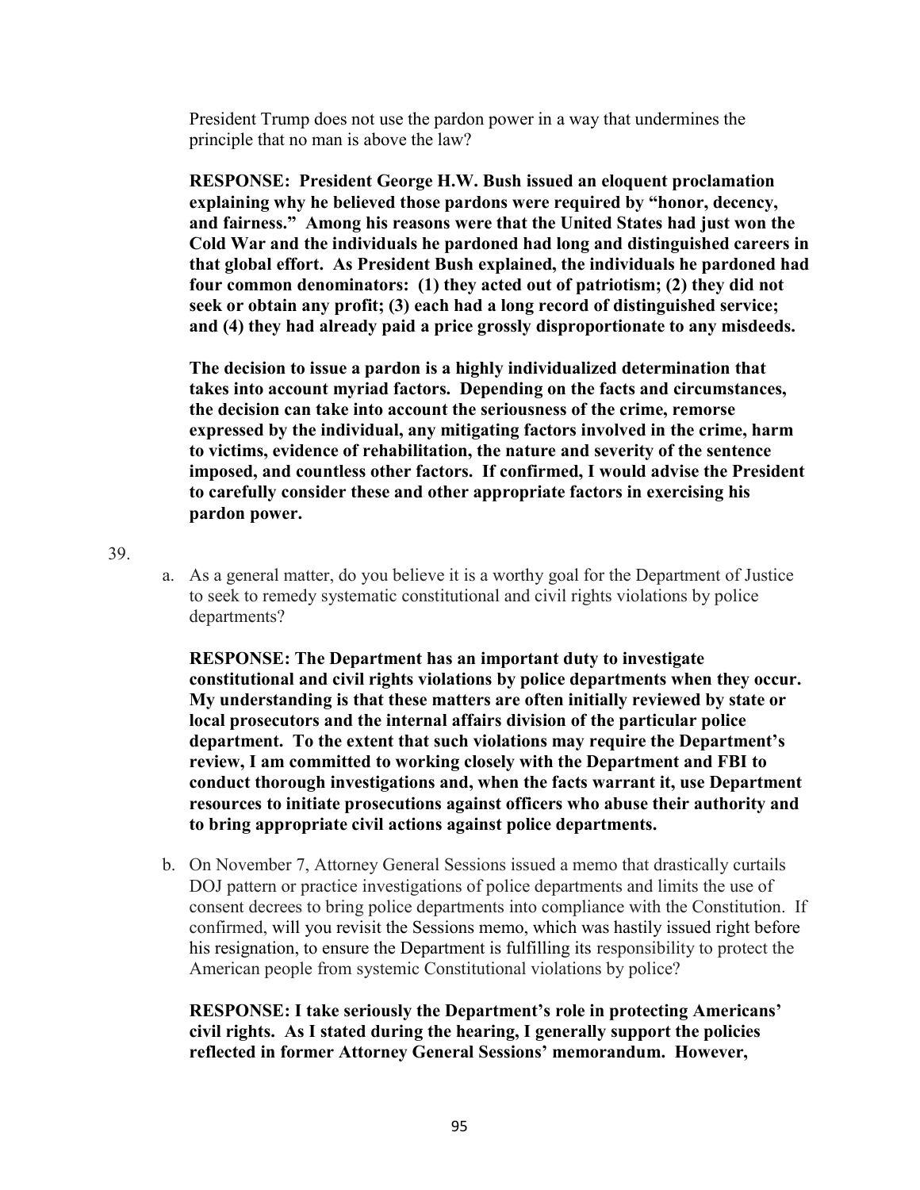President Trump does not use the pardon power in a way that undermines the principle that no man is above the law?

**RESPONSE: President George H.W. Bush issued an eloquent proclamation explaining why he believed those pardons were required by "honor, decency, and fairness." Among his reasons were that the United States had just won the Cold War and the individuals he pardoned had long and distinguished careers in that global effort. As President Bush explained, the individuals he pardoned had four common denominators: (1) they acted out of patriotism; (2) they did not seek or obtain any profit; (3) each had a long record of distinguished service; and (4) they had already paid a price grossly disproportionate to any misdeeds.**

**The decision to issue a pardon is a highly individualized determination that takes into account myriad factors. Depending on the facts and circumstances, the decision can take into account the seriousness of the crime, remorse expressed by the individual, any mitigating factors involved in the crime, harm to victims, evidence of rehabilitation, the nature and severity of the sentence imposed, and countless other factors. If confirmed, I would advise the President to carefully consider these and other appropriate factors in exercising his pardon power.**

39.

a. As a general matter, do you believe it is a worthy goal for the Department of Justice to seek to remedy systematic constitutional and civil rights violations by police departments?

**RESPONSE: The Department has an important duty to investigate constitutional and civil rights violations by police departments when they occur. My understanding is that these matters are often initially reviewed by state or local prosecutors and the internal affairs division of the particular police department. To the extent that such violations may require the Department's review, I am committed to working closely with the Department and FBI to conduct thorough investigations and, when the facts warrant it, use Department resources to initiate prosecutions against officers who abuse their authority and to bring appropriate civil actions against police departments.**

b. On November 7, Attorney General Sessions issued a memo that drastically curtails DOJ pattern or practice investigations of police departments and limits the use of consent decrees to bring police departments into compliance with the Constitution. If confirmed, will you revisit the Sessions memo, which was hastily issued right before his resignation, to ensure the Department is fulfilling its responsibility to protect the American people from systemic Constitutional violations by police?

**RESPONSE: I take seriously the Department's role in protecting Americans' civil rights. As I stated during the hearing, I generally support the policies reflected in former Attorney General Sessions' memorandum. However,**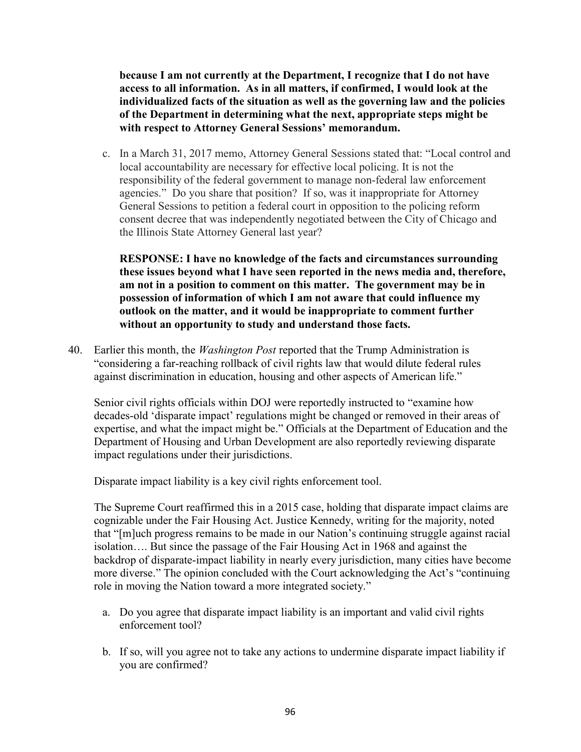**because I am not currently at the Department, I recognize that I do not have access to all information. As in all matters, if confirmed, I would look at the individualized facts of the situation as well as the governing law and the policies of the Department in determining what the next, appropriate steps might be with respect to Attorney General Sessions' memorandum.**

c. In a March 31, 2017 memo, Attorney General Sessions stated that: "Local control and local accountability are necessary for effective local policing. It is not the responsibility of the federal government to manage non-federal law enforcement agencies." Do you share that position? If so, was it inappropriate for Attorney General Sessions to petition a federal court in opposition to the policing reform consent decree that was independently negotiated between the City of Chicago and the Illinois State Attorney General last year?

**RESPONSE: I have no knowledge of the facts and circumstances surrounding these issues beyond what I have seen reported in the news media and, therefore, am not in a position to comment on this matter. The government may be in possession of information of which I am not aware that could influence my outlook on the matter, and it would be inappropriate to comment further without an opportunity to study and understand those facts.**

40. Earlier this month, the *Washington Post* reported that the Trump Administration is "considering a far-reaching rollback of civil rights law that would dilute federal rules against discrimination in education, housing and other aspects of American life."

Senior civil rights officials within DOJ were reportedly instructed to "examine how decades-old 'disparate impact' regulations might be changed or removed in their areas of expertise, and what the impact might be." Officials at the Department of Education and the Department of Housing and Urban Development are also reportedly reviewing disparate impact regulations under their jurisdictions.

Disparate impact liability is a key civil rights enforcement tool.

The Supreme Court reaffirmed this in a 2015 case, holding that disparate impact claims are cognizable under the Fair Housing Act. Justice Kennedy, writing for the majority, noted that "[m]uch progress remains to be made in our Nation's continuing struggle against racial isolation…. But since the passage of the Fair Housing Act in 1968 and against the backdrop of disparate-impact liability in nearly every jurisdiction, many cities have become more diverse." The opinion concluded with the Court acknowledging the Act's "continuing role in moving the Nation toward a more integrated society."

a. Do you agree that disparate impact liability is an important and valid civil rights enforcement tool?

b. If so, will you agree not to take any actions to undermine disparate impact liability if you are confirmed?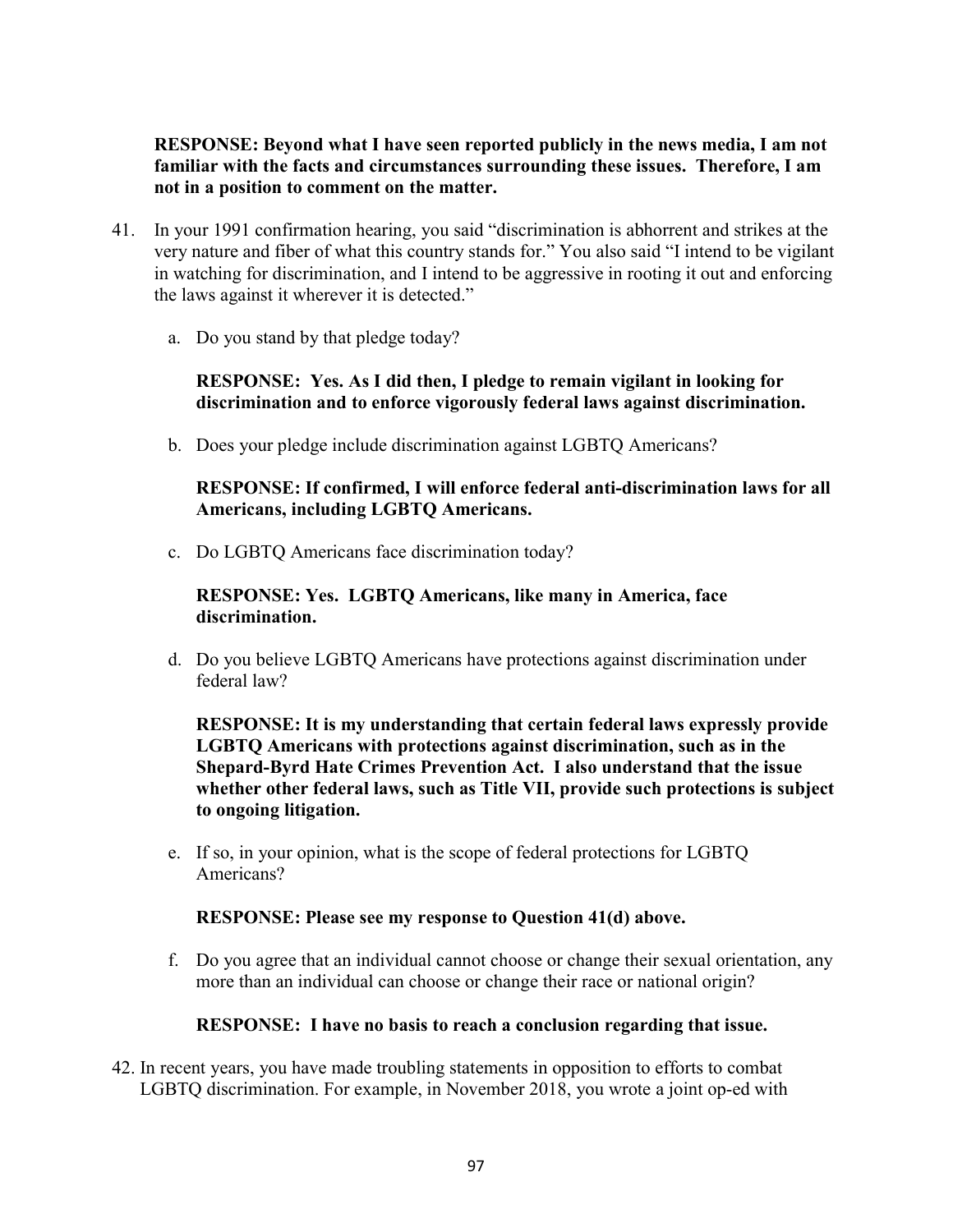**RESPONSE: Beyond what I have seen reported publicly in the news media, I am not familiar with the facts and circumstances surrounding these issues. Therefore, I am not in a position to comment on the matter.**

41. In your 1991 confirmation hearing, you said "discrimination is abhorrent and strikes at the very nature and fiber of what this country stands for." You also said "I intend to be vigilant in watching for discrimination, and I intend to be aggressive in rooting it out and enforcing the laws against it wherever it is detected."

    a. Do you stand by that pledge today?

       **RESPONSE: Yes. As I did then, I pledge to remain vigilant in looking for discrimination and to enforce vigorously federal laws against discrimination.**

    b. Does your pledge include discrimination against LGBTQ Americans?

       **RESPONSE: If confirmed, I will enforce federal anti-discrimination laws for all Americans, including LGBTQ Americans.**

    c. Do LGBTQ Americans face discrimination today?

       **RESPONSE: Yes. LGBTQ Americans, like many in America, face discrimination.**

    d. Do you believe LGBTQ Americans have protections against discrimination under federal law?

       **RESPONSE: It is my understanding that certain federal laws expressly provide LGBTQ Americans with protections against discrimination, such as in the Shepard-Byrd Hate Crimes Prevention Act. I also understand that the issue whether other federal laws, such as Title VII, provide such protections is subject to ongoing litigation.**

    e. If so, in your opinion, what is the scope of federal protections for LGBTQ Americans?

       **RESPONSE: Please see my response to Question 41(d) above.**

    f. Do you agree that an individual cannot choose or change their sexual orientation, any more than an individual can choose or change their race or national origin?

       **RESPONSE: I have no basis to reach a conclusion regarding that issue.**

42. In recent years, you have made troubling statements in opposition to efforts to combat LGBTQ discrimination. For example, in November 2018, you wrote a joint op-ed with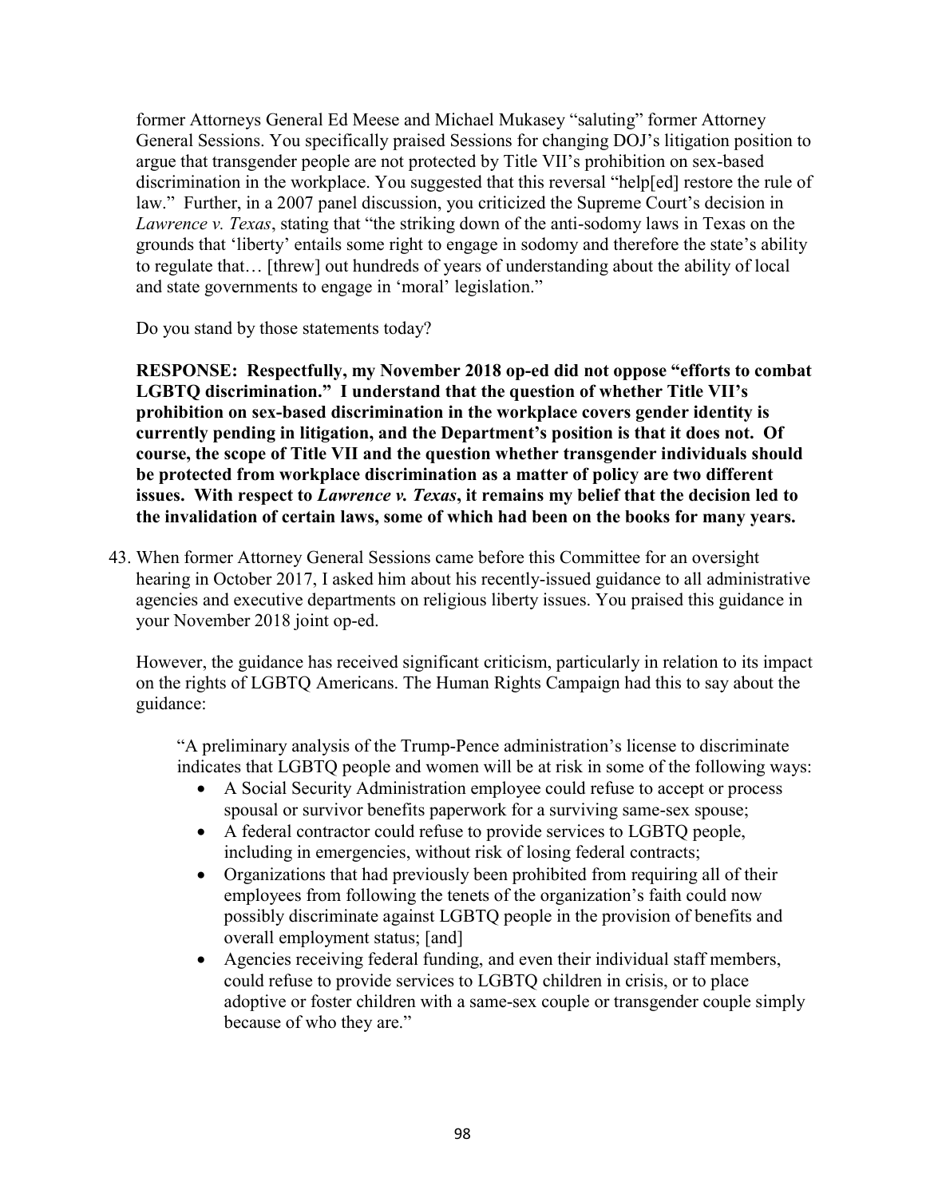former Attorneys General Ed Meese and Michael Mukasey "saluting" former Attorney General Sessions. You specifically praised Sessions for changing DOJ's litigation position to argue that transgender people are not protected by Title VII's prohibition on sex-based discrimination in the workplace. You suggested that this reversal "help[ed] restore the rule of law." Further, in a 2007 panel discussion, you criticized the Supreme Court's decision in *Lawrence v. Texas*, stating that "the striking down of the anti-sodomy laws in Texas on the grounds that 'liberty' entails some right to engage in sodomy and therefore the state's ability to regulate that… [threw] out hundreds of years of understanding about the ability of local and state governments to engage in 'moral' legislation."

Do you stand by those statements today?

**RESPONSE: Respectfully, my November 2018 op-ed did not oppose "efforts to combat LGBTQ discrimination." I understand that the question of whether Title VII's prohibition on sex-based discrimination in the workplace covers gender identity is currently pending in litigation, and the Department's position is that it does not. Of course, the scope of Title VII and the question whether transgender individuals should be protected from workplace discrimination as a matter of policy are two different issues. With respect to *Lawrence v. Texas*, it remains my belief that the decision led to the invalidation of certain laws, some of which had been on the books for many years.**

43. When former Attorney General Sessions came before this Committee for an oversight hearing in October 2017, I asked him about his recently-issued guidance to all administrative agencies and executive departments on religious liberty issues. You praised this guidance in your November 2018 joint op-ed.

    However, the guidance has received significant criticism, particularly in relation to its impact on the rights of LGBTQ Americans. The Human Rights Campaign had this to say about the guidance:

    > "A preliminary analysis of the Trump-Pence administration's license to discriminate indicates that LGBTQ people and women will be at risk in some of the following ways:
    >
    > - A Social Security Administration employee could refuse to accept or process spousal or survivor benefits paperwork for a surviving same-sex spouse;
    > - A federal contractor could refuse to provide services to LGBTQ people, including in emergencies, without risk of losing federal contracts;
    > - Organizations that had previously been prohibited from requiring all of their employees from following the tenets of the organization's faith could now possibly discriminate against LGBTQ people in the provision of benefits and overall employment status; [and]
    > - Agencies receiving federal funding, and even their individual staff members, could refuse to provide services to LGBTQ children in crisis, or to place adoptive or foster children with a same-sex couple or transgender couple simply because of who they are."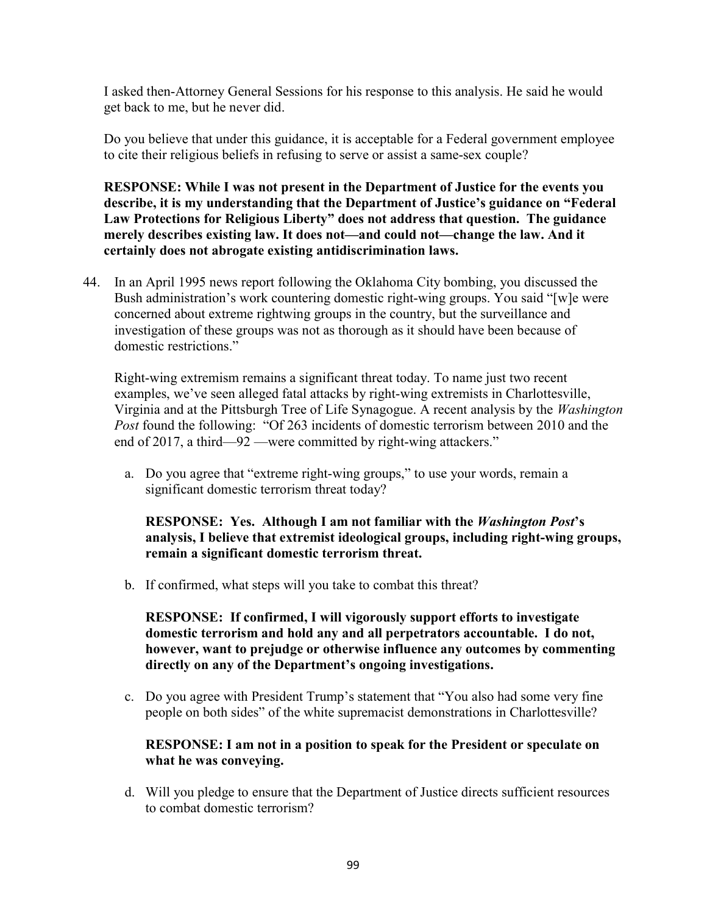I asked then-Attorney General Sessions for his response to this analysis. He said he would get back to me, but he never did.

Do you believe that under this guidance, it is acceptable for a Federal government employee to cite their religious beliefs in refusing to serve or assist a same-sex couple?

**RESPONSE: While I was not present in the Department of Justice for the events you describe, it is my understanding that the Department of Justice's guidance on "Federal Law Protections for Religious Liberty" does not address that question. The guidance merely describes existing law. It does not—and could not—change the law. And it certainly does not abrogate existing antidiscrimination laws.**

44. In an April 1995 news report following the Oklahoma City bombing, you discussed the Bush administration's work countering domestic right-wing groups. You said "[w]e were concerned about extreme rightwing groups in the country, but the surveillance and investigation of these groups was not as thorough as it should have been because of domestic restrictions."

    Right-wing extremism remains a significant threat today. To name just two recent examples, we've seen alleged fatal attacks by right-wing extremists in Charlottesville, Virginia and at the Pittsburgh Tree of Life Synagogue. A recent analysis by the *Washington Post* found the following: "Of 263 incidents of domestic terrorism between 2010 and the end of 2017, a third—92 —were committed by right-wing attackers."

    a. Do you agree that "extreme right-wing groups," to use your words, remain a significant domestic terrorism threat today?

       **RESPONSE: Yes. Although I am not familiar with the *Washington Post*'s analysis, I believe that extremist ideological groups, including right-wing groups, remain a significant domestic terrorism threat.**

    b. If confirmed, what steps will you take to combat this threat?

       **RESPONSE: If confirmed, I will vigorously support efforts to investigate domestic terrorism and hold any and all perpetrators accountable. I do not, however, want to prejudge or otherwise influence any outcomes by commenting directly on any of the Department's ongoing investigations.**

    c. Do you agree with President Trump's statement that "You also had some very fine people on both sides" of the white supremacist demonstrations in Charlottesville?

       **RESPONSE: I am not in a position to speak for the President or speculate on what he was conveying.**

    d. Will you pledge to ensure that the Department of Justice directs sufficient resources to combat domestic terrorism?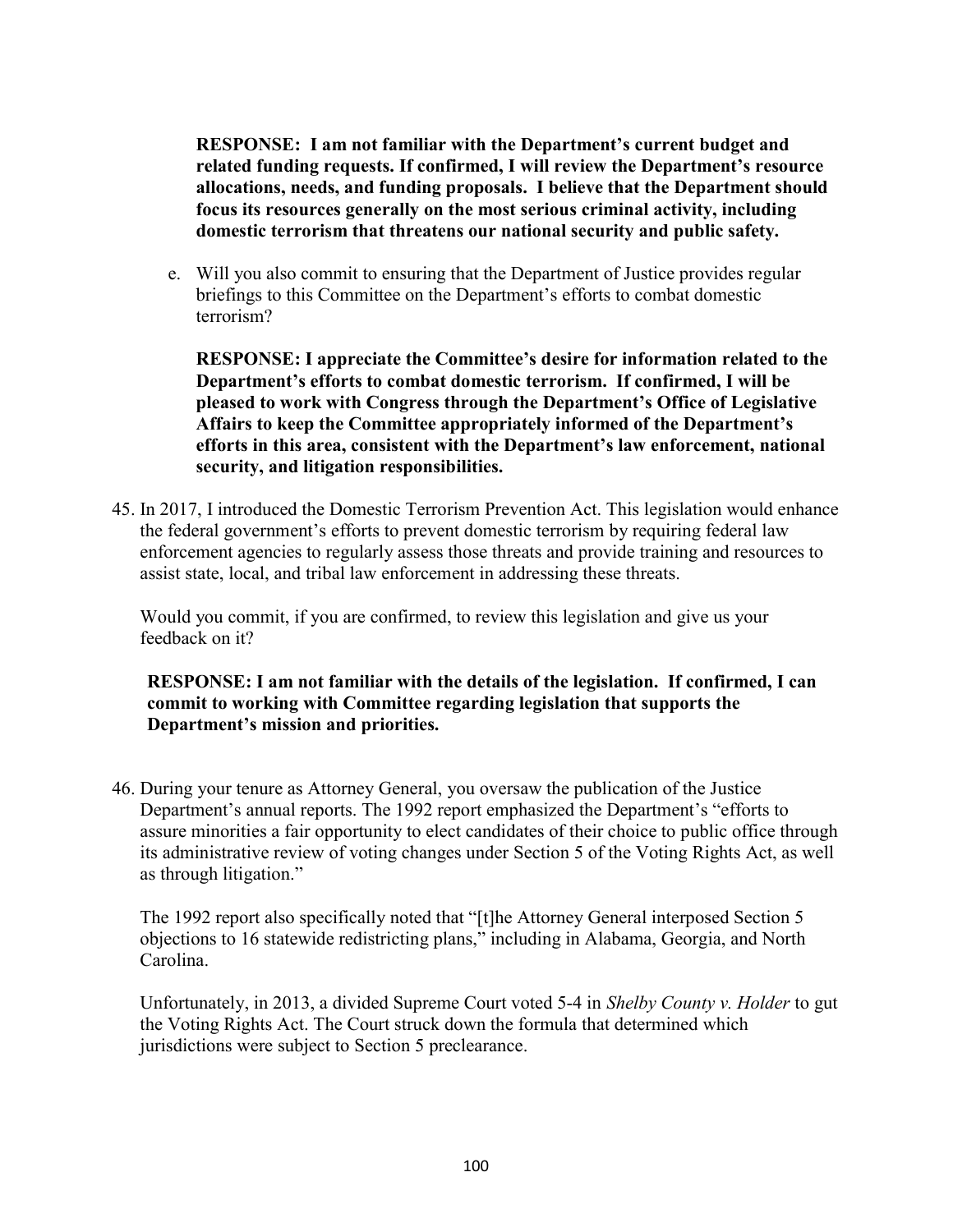**RESPONSE: I am not familiar with the Department's current budget and related funding requests. If confirmed, I will review the Department's resource allocations, needs, and funding proposals. I believe that the Department should focus its resources generally on the most serious criminal activity, including domestic terrorism that threatens our national security and public safety.**

e. Will you also commit to ensuring that the Department of Justice provides regular briefings to this Committee on the Department's efforts to combat domestic terrorism?

   **RESPONSE: I appreciate the Committee's desire for information related to the Department's efforts to combat domestic terrorism. If confirmed, I will be pleased to work with Congress through the Department's Office of Legislative Affairs to keep the Committee appropriately informed of the Department's efforts in this area, consistent with the Department's law enforcement, national security, and litigation responsibilities.**

45. In 2017, I introduced the Domestic Terrorism Prevention Act. This legislation would enhance the federal government's efforts to prevent domestic terrorism by requiring federal law enforcement agencies to regularly assess those threats and provide training and resources to assist state, local, and tribal law enforcement in addressing these threats.

    Would you commit, if you are confirmed, to review this legislation and give us your feedback on it?

    **RESPONSE: I am not familiar with the details of the legislation. If confirmed, I can commit to working with Committee regarding legislation that supports the Department's mission and priorities.**

46. During your tenure as Attorney General, you oversaw the publication of the Justice Department's annual reports. The 1992 report emphasized the Department's "efforts to assure minorities a fair opportunity to elect candidates of their choice to public office through its administrative review of voting changes under Section 5 of the Voting Rights Act, as well as through litigation."

    The 1992 report also specifically noted that "[t]he Attorney General interposed Section 5 objections to 16 statewide redistricting plans," including in Alabama, Georgia, and North Carolina.

    Unfortunately, in 2013, a divided Supreme Court voted 5-4 in *Shelby County v. Holder* to gut the Voting Rights Act. The Court struck down the formula that determined which jurisdictions were subject to Section 5 preclearance.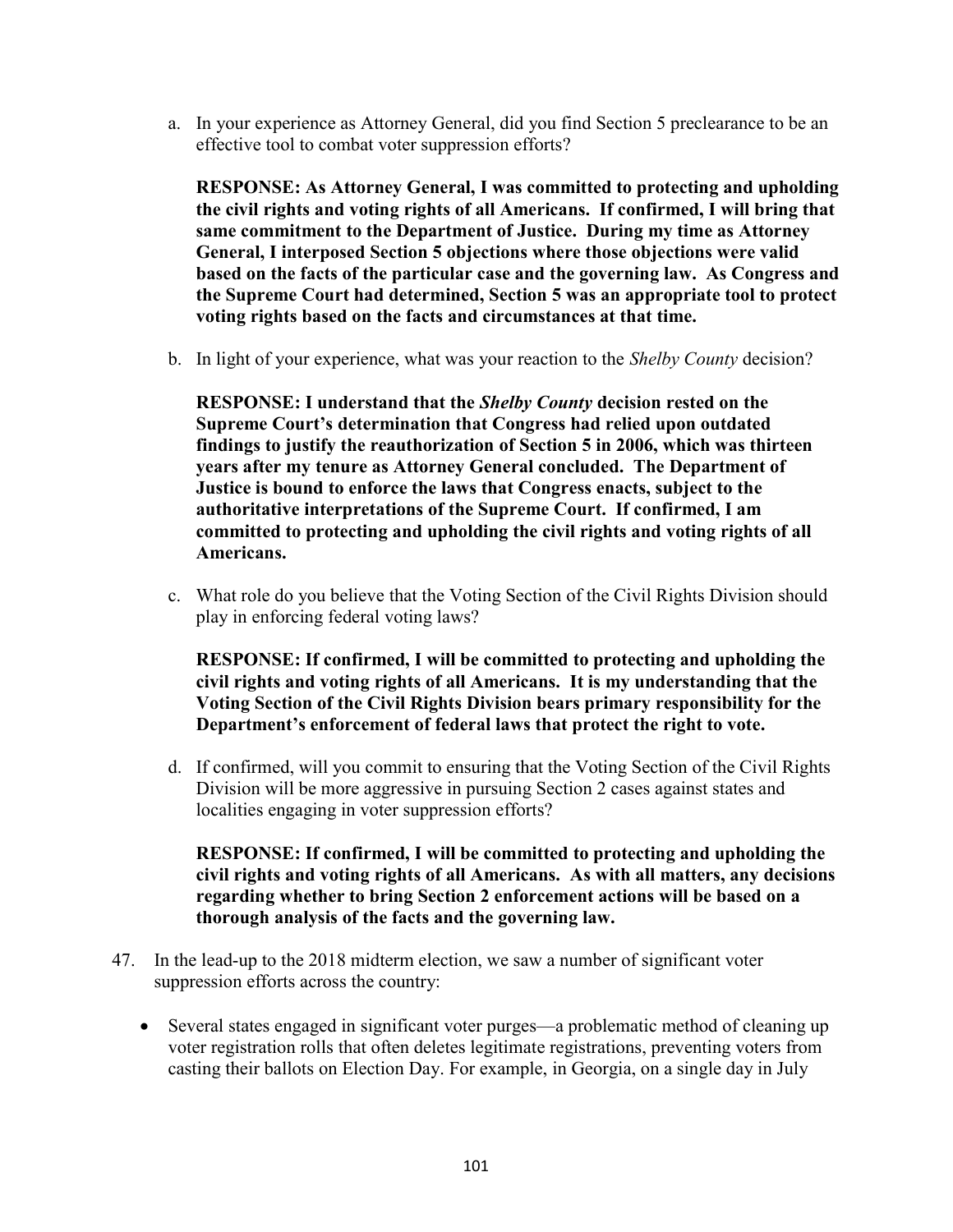a. In your experience as Attorney General, did you find Section 5 preclearance to be an effective tool to combat voter suppression efforts?

   **RESPONSE: As Attorney General, I was committed to protecting and upholding the civil rights and voting rights of all Americans. If confirmed, I will bring that same commitment to the Department of Justice. During my time as Attorney General, I interposed Section 5 objections where those objections were valid based on the facts of the particular case and the governing law. As Congress and the Supreme Court had determined, Section 5 was an appropriate tool to protect voting rights based on the facts and circumstances at that time.**

b. In light of your experience, what was your reaction to the *Shelby County* decision?

   **RESPONSE: I understand that the *Shelby County* decision rested on the Supreme Court's determination that Congress had relied upon outdated findings to justify the reauthorization of Section 5 in 2006, which was thirteen years after my tenure as Attorney General concluded. The Department of Justice is bound to enforce the laws that Congress enacts, subject to the authoritative interpretations of the Supreme Court. If confirmed, I am committed to protecting and upholding the civil rights and voting rights of all Americans.**

c. What role do you believe that the Voting Section of the Civil Rights Division should play in enforcing federal voting laws?

   **RESPONSE: If confirmed, I will be committed to protecting and upholding the civil rights and voting rights of all Americans. It is my understanding that the Voting Section of the Civil Rights Division bears primary responsibility for the Department's enforcement of federal laws that protect the right to vote.**

d. If confirmed, will you commit to ensuring that the Voting Section of the Civil Rights Division will be more aggressive in pursuing Section 2 cases against states and localities engaging in voter suppression efforts?

   **RESPONSE: If confirmed, I will be committed to protecting and upholding the civil rights and voting rights of all Americans. As with all matters, any decisions regarding whether to bring Section 2 enforcement actions will be based on a thorough analysis of the facts and the governing law.**

47. In the lead-up to the 2018 midterm election, we saw a number of significant voter suppression efforts across the country:

    - Several states engaged in significant voter purges—a problematic method of cleaning up voter registration rolls that often deletes legitimate registrations, preventing voters from casting their ballots on Election Day. For example, in Georgia, on a single day in July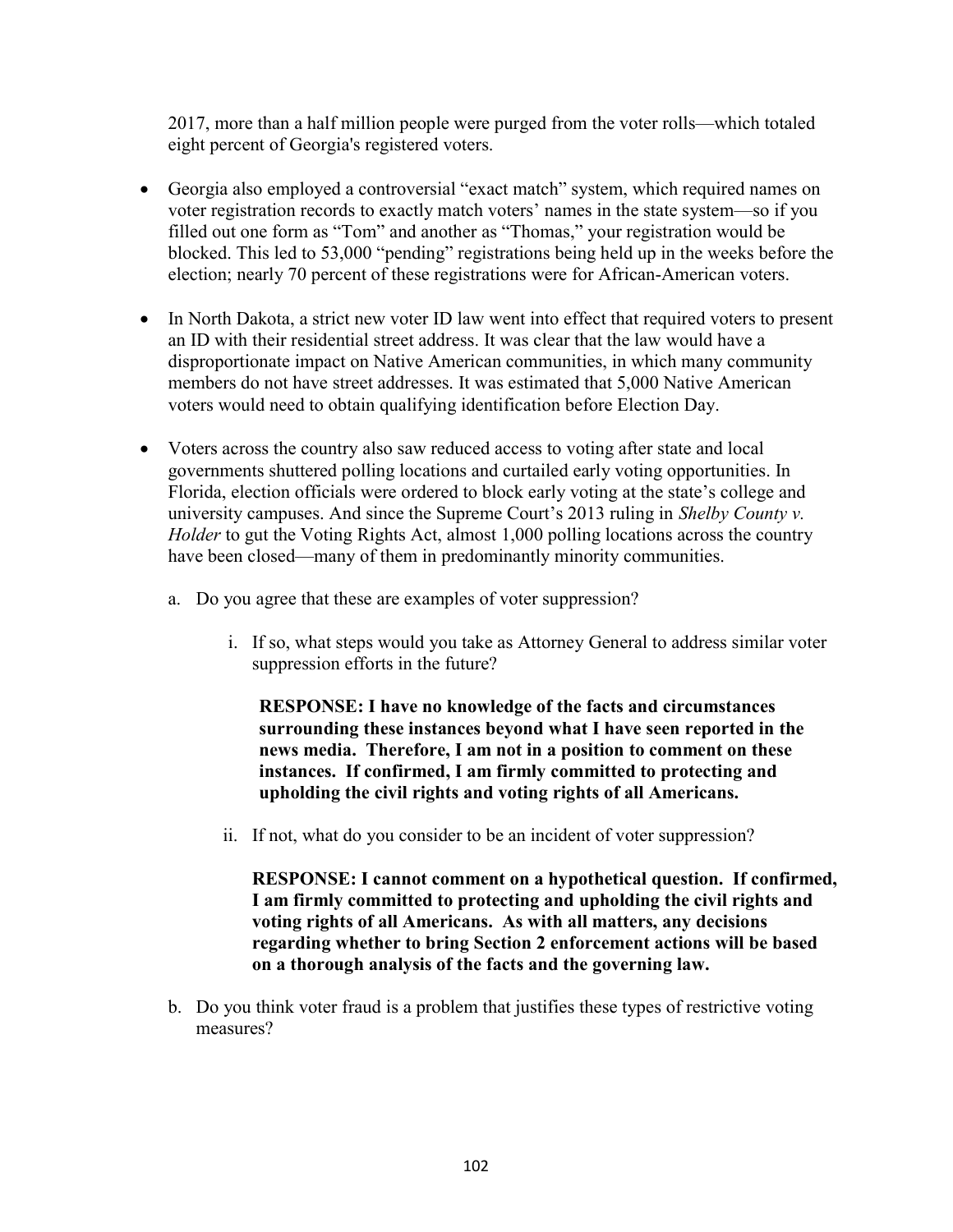2017, more than a half million people were purged from the voter rolls—which totaled eight percent of Georgia's registered voters.

- Georgia also employed a controversial "exact match" system, which required names on voter registration records to exactly match voters' names in the state system—so if you filled out one form as "Tom" and another as "Thomas," your registration would be blocked. This led to 53,000 "pending" registrations being held up in the weeks before the election; nearly 70 percent of these registrations were for African-American voters.

- In North Dakota, a strict new voter ID law went into effect that required voters to present an ID with their residential street address. It was clear that the law would have a disproportionate impact on Native American communities, in which many community members do not have street addresses. It was estimated that 5,000 Native American voters would need to obtain qualifying identification before Election Day.

- Voters across the country also saw reduced access to voting after state and local governments shuttered polling locations and curtailed early voting opportunities. In Florida, election officials were ordered to block early voting at the state's college and university campuses. And since the Supreme Court's 2013 ruling in *Shelby County v. Holder* to gut the Voting Rights Act, almost 1,000 polling locations across the country have been closed—many of them in predominantly minority communities.

  a. Do you agree that these are examples of voter suppression?

     i. If so, what steps would you take as Attorney General to address similar voter suppression efforts in the future?

        **RESPONSE: I have no knowledge of the facts and circumstances surrounding these instances beyond what I have seen reported in the news media. Therefore, I am not in a position to comment on these instances. If confirmed, I am firmly committed to protecting and upholding the civil rights and voting rights of all Americans.**

     ii. If not, what do you consider to be an incident of voter suppression?

        **RESPONSE: I cannot comment on a hypothetical question. If confirmed, I am firmly committed to protecting and upholding the civil rights and voting rights of all Americans. As with all matters, any decisions regarding whether to bring Section 2 enforcement actions will be based on a thorough analysis of the facts and the governing law.**

  b. Do you think voter fraud is a problem that justifies these types of restrictive voting measures?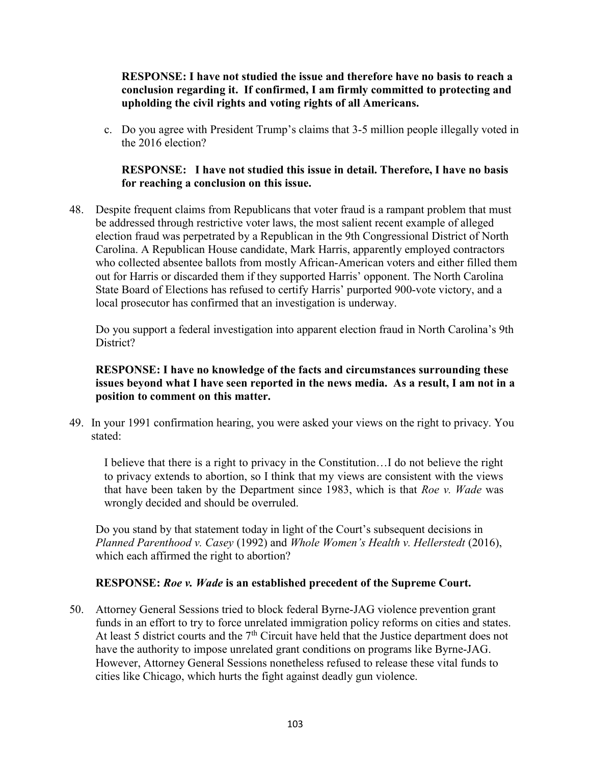**RESPONSE: I have not studied the issue and therefore have no basis to reach a conclusion regarding it. If confirmed, I am firmly committed to protecting and upholding the civil rights and voting rights of all Americans.**

c. Do you agree with President Trump's claims that 3-5 million people illegally voted in the 2016 election?

**RESPONSE: I have not studied this issue in detail. Therefore, I have no basis for reaching a conclusion on this issue.**

48. Despite frequent claims from Republicans that voter fraud is a rampant problem that must be addressed through restrictive voter laws, the most salient recent example of alleged election fraud was perpetrated by a Republican in the 9th Congressional District of North Carolina. A Republican House candidate, Mark Harris, apparently employed contractors who collected absentee ballots from mostly African-American voters and either filled them out for Harris or discarded them if they supported Harris' opponent. The North Carolina State Board of Elections has refused to certify Harris' purported 900-vote victory, and a local prosecutor has confirmed that an investigation is underway.

    Do you support a federal investigation into apparent election fraud in North Carolina's 9th District?

    **RESPONSE: I have no knowledge of the facts and circumstances surrounding these issues beyond what I have seen reported in the news media. As a result, I am not in a position to comment on this matter.**

49. In your 1991 confirmation hearing, you were asked your views on the right to privacy. You stated:

    > I believe that there is a right to privacy in the Constitution…I do not believe the right to privacy extends to abortion, so I think that my views are consistent with the views that have been taken by the Department since 1983, which is that *Roe v. Wade* was wrongly decided and should be overruled.

    Do you stand by that statement today in light of the Court's subsequent decisions in *Planned Parenthood v. Casey* (1992) and *Whole Women's Health v. Hellerstedt* (2016), which each affirmed the right to abortion?

    **RESPONSE: *Roe v. Wade* is an established precedent of the Supreme Court.**

50. Attorney General Sessions tried to block federal Byrne-JAG violence prevention grant funds in an effort to try to force unrelated immigration policy reforms on cities and states. At least 5 district courts and the 7th Circuit have held that the Justice department does not have the authority to impose unrelated grant conditions on programs like Byrne-JAG. However, Attorney General Sessions nonetheless refused to release these vital funds to cities like Chicago, which hurts the fight against deadly gun violence.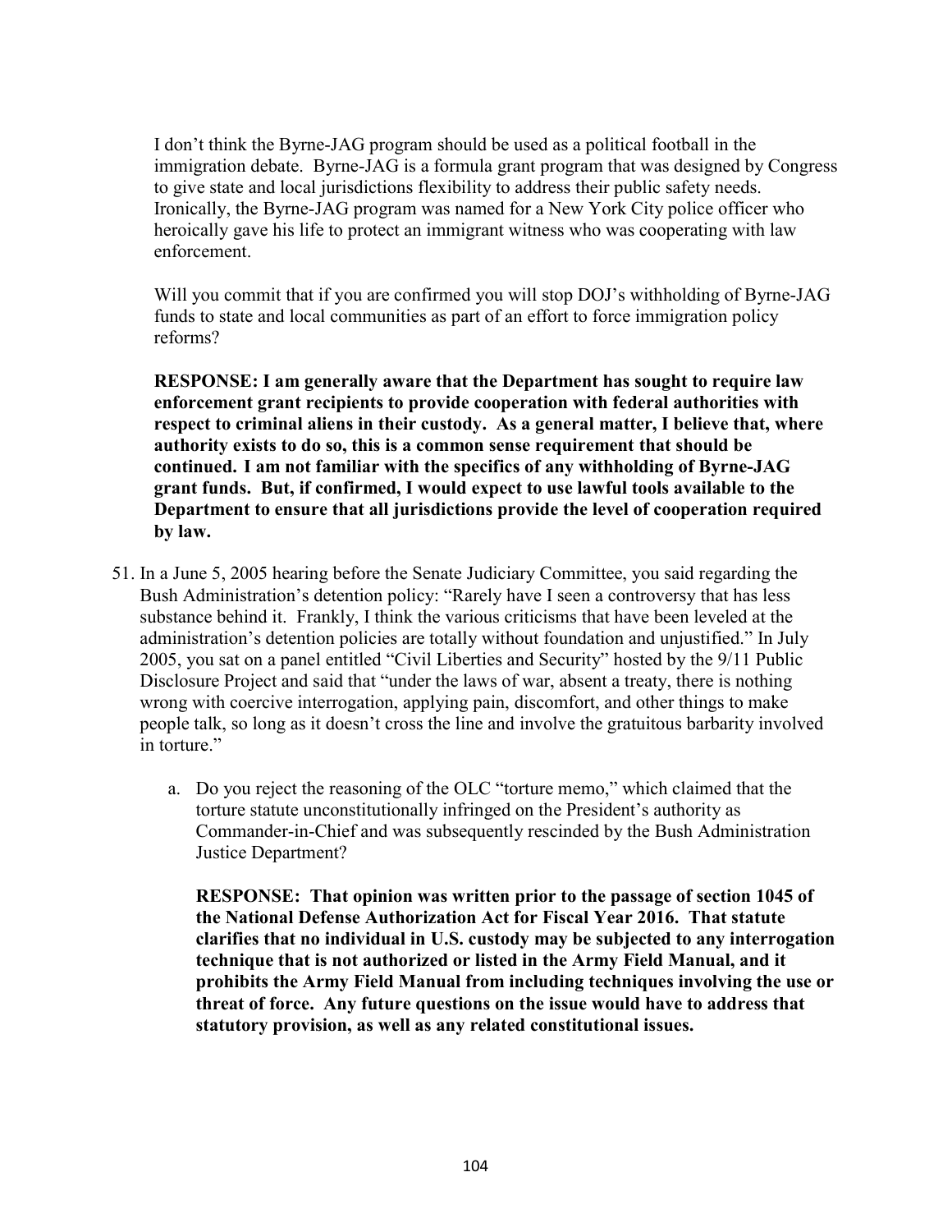I don't think the Byrne-JAG program should be used as a political football in the immigration debate. Byrne-JAG is a formula grant program that was designed by Congress to give state and local jurisdictions flexibility to address their public safety needs. Ironically, the Byrne-JAG program was named for a New York City police officer who heroically gave his life to protect an immigrant witness who was cooperating with law enforcement.

Will you commit that if you are confirmed you will stop DOJ's withholding of Byrne-JAG funds to state and local communities as part of an effort to force immigration policy reforms?

**RESPONSE: I am generally aware that the Department has sought to require law enforcement grant recipients to provide cooperation with federal authorities with respect to criminal aliens in their custody. As a general matter, I believe that, where authority exists to do so, this is a common sense requirement that should be continued. I am not familiar with the specifics of any withholding of Byrne-JAG grant funds. But, if confirmed, I would expect to use lawful tools available to the Department to ensure that all jurisdictions provide the level of cooperation required by law.**

51. In a June 5, 2005 hearing before the Senate Judiciary Committee, you said regarding the Bush Administration's detention policy: "Rarely have I seen a controversy that has less substance behind it. Frankly, I think the various criticisms that have been leveled at the administration's detention policies are totally without foundation and unjustified." In July 2005, you sat on a panel entitled "Civil Liberties and Security" hosted by the 9/11 Public Disclosure Project and said that "under the laws of war, absent a treaty, there is nothing wrong with coercive interrogation, applying pain, discomfort, and other things to make people talk, so long as it doesn't cross the line and involve the gratuitous barbarity involved in torture."

    a. Do you reject the reasoning of the OLC "torture memo," which claimed that the torture statute unconstitutionally infringed on the President's authority as Commander-in-Chief and was subsequently rescinded by the Bush Administration Justice Department?

    **RESPONSE: That opinion was written prior to the passage of section 1045 of the National Defense Authorization Act for Fiscal Year 2016. That statute clarifies that no individual in U.S. custody may be subjected to any interrogation technique that is not authorized or listed in the Army Field Manual, and it prohibits the Army Field Manual from including techniques involving the use or threat of force. Any future questions on the issue would have to address that statutory provision, as well as any related constitutional issues.**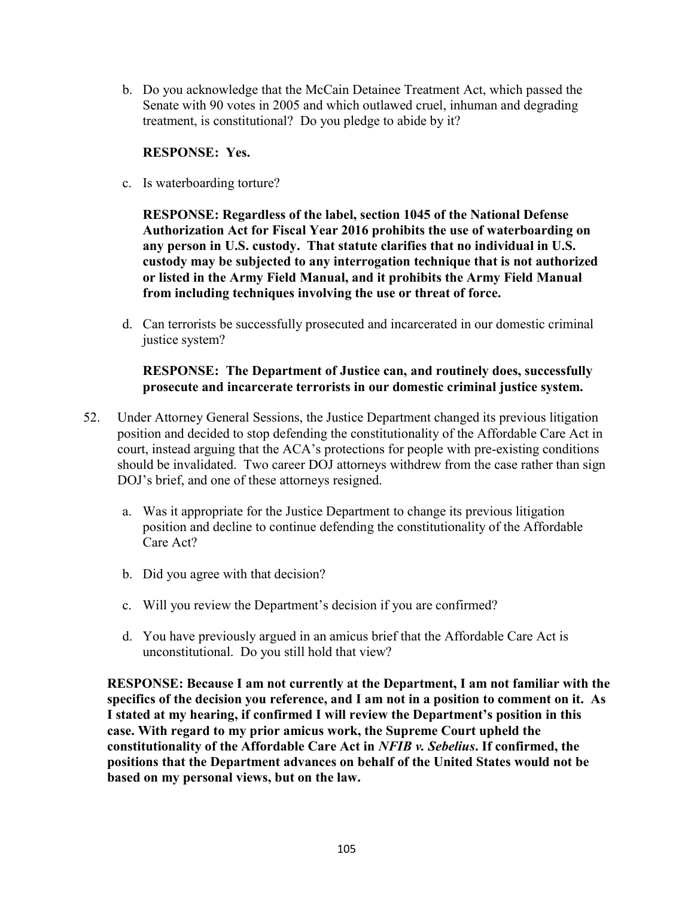b. Do you acknowledge that the McCain Detainee Treatment Act, which passed the Senate with 90 votes in 2005 and which outlawed cruel, inhuman and degrading treatment, is constitutional? Do you pledge to abide by it?

   **RESPONSE: Yes.**

c. Is waterboarding torture?

   **RESPONSE: Regardless of the label, section 1045 of the National Defense Authorization Act for Fiscal Year 2016 prohibits the use of waterboarding on any person in U.S. custody. That statute clarifies that no individual in U.S. custody may be subjected to any interrogation technique that is not authorized or listed in the Army Field Manual, and it prohibits the Army Field Manual from including techniques involving the use or threat of force.**

d. Can terrorists be successfully prosecuted and incarcerated in our domestic criminal justice system?

   **RESPONSE: The Department of Justice can, and routinely does, successfully prosecute and incarcerate terrorists in our domestic criminal justice system.**

52. Under Attorney General Sessions, the Justice Department changed its previous litigation position and decided to stop defending the constitutionality of the Affordable Care Act in court, instead arguing that the ACA's protections for people with pre-existing conditions should be invalidated. Two career DOJ attorneys withdrew from the case rather than sign DOJ's brief, and one of these attorneys resigned.

    a. Was it appropriate for the Justice Department to change its previous litigation position and decline to continue defending the constitutionality of the Affordable Care Act?

    b. Did you agree with that decision?

    c. Will you review the Department's decision if you are confirmed?

    d. You have previously argued in an amicus brief that the Affordable Care Act is unconstitutional. Do you still hold that view?

**RESPONSE: Because I am not currently at the Department, I am not familiar with the specifics of the decision you reference, and I am not in a position to comment on it. As I stated at my hearing, if confirmed I will review the Department's position in this case. With regard to my prior amicus work, the Supreme Court upheld the constitutionality of the Affordable Care Act in *NFIB v. Sebelius*. If confirmed, the positions that the Department advances on behalf of the United States would not be based on my personal views, but on the law.**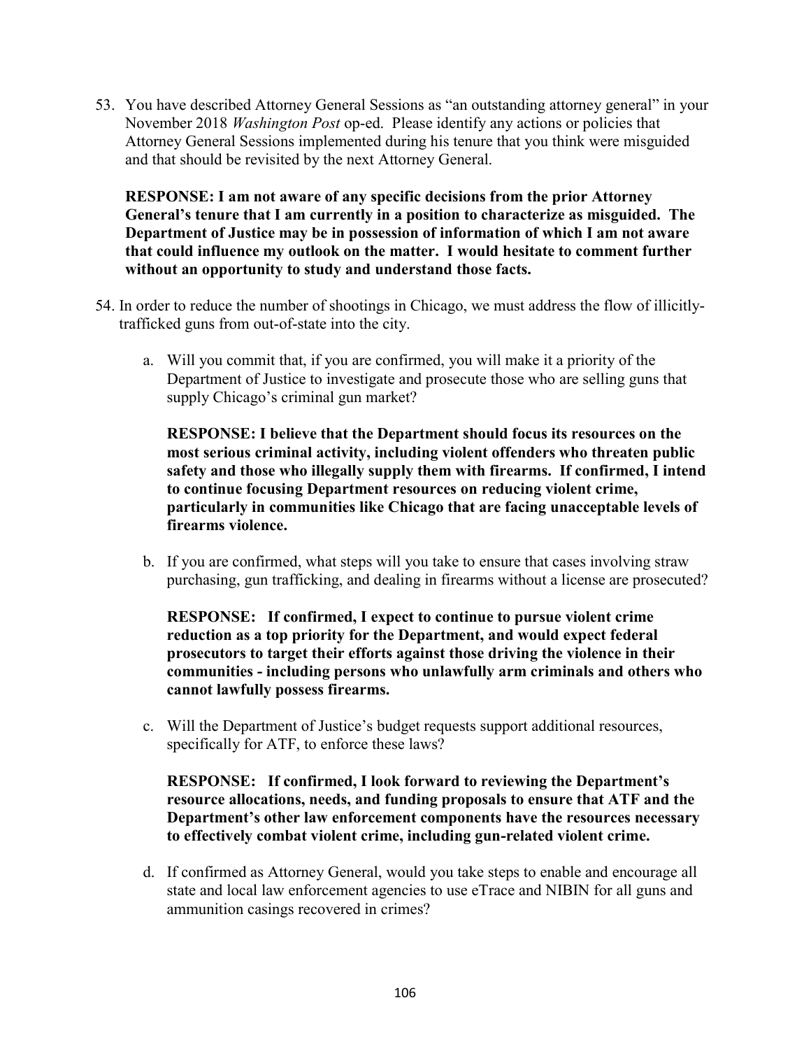53. You have described Attorney General Sessions as "an outstanding attorney general" in your November 2018 *Washington Post* op-ed. Please identify any actions or policies that Attorney General Sessions implemented during his tenure that you think were misguided and that should be revisited by the next Attorney General.

    **RESPONSE: I am not aware of any specific decisions from the prior Attorney General's tenure that I am currently in a position to characterize as misguided. The Department of Justice may be in possession of information of which I am not aware that could influence my outlook on the matter. I would hesitate to comment further without an opportunity to study and understand those facts.**

54. In order to reduce the number of shootings in Chicago, we must address the flow of illicitly-trafficked guns from out-of-state into the city.

    a. Will you commit that, if you are confirmed, you will make it a priority of the Department of Justice to investigate and prosecute those who are selling guns that supply Chicago's criminal gun market?

       **RESPONSE: I believe that the Department should focus its resources on the most serious criminal activity, including violent offenders who threaten public safety and those who illegally supply them with firearms. If confirmed, I intend to continue focusing Department resources on reducing violent crime, particularly in communities like Chicago that are facing unacceptable levels of firearms violence.**

    b. If you are confirmed, what steps will you take to ensure that cases involving straw purchasing, gun trafficking, and dealing in firearms without a license are prosecuted?

       **RESPONSE: If confirmed, I expect to continue to pursue violent crime reduction as a top priority for the Department, and would expect federal prosecutors to target their efforts against those driving the violence in their communities - including persons who unlawfully arm criminals and others who cannot lawfully possess firearms.**

    c. Will the Department of Justice's budget requests support additional resources, specifically for ATF, to enforce these laws?

       **RESPONSE: If confirmed, I look forward to reviewing the Department's resource allocations, needs, and funding proposals to ensure that ATF and the Department's other law enforcement components have the resources necessary to effectively combat violent crime, including gun-related violent crime.**

    d. If confirmed as Attorney General, would you take steps to enable and encourage all state and local law enforcement agencies to use eTrace and NIBIN for all guns and ammunition casings recovered in crimes?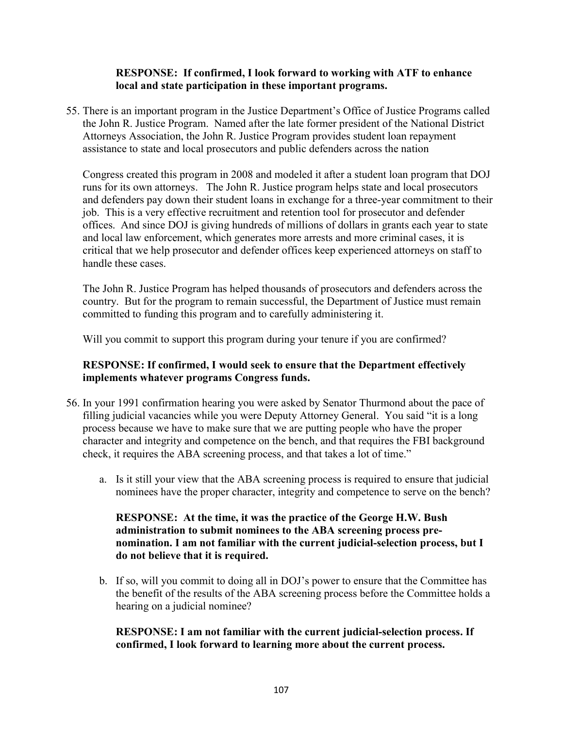**RESPONSE: If confirmed, I look forward to working with ATF to enhance local and state participation in these important programs.**

55. There is an important program in the Justice Department's Office of Justice Programs called the John R. Justice Program. Named after the late former president of the National District Attorneys Association, the John R. Justice Program provides student loan repayment assistance to state and local prosecutors and public defenders across the nation

    Congress created this program in 2008 and modeled it after a student loan program that DOJ runs for its own attorneys. The John R. Justice program helps state and local prosecutors and defenders pay down their student loans in exchange for a three-year commitment to their job. This is a very effective recruitment and retention tool for prosecutor and defender offices. And since DOJ is giving hundreds of millions of dollars in grants each year to state and local law enforcement, which generates more arrests and more criminal cases, it is critical that we help prosecutor and defender offices keep experienced attorneys on staff to handle these cases.

    The John R. Justice Program has helped thousands of prosecutors and defenders across the country. But for the program to remain successful, the Department of Justice must remain committed to funding this program and to carefully administering it.

    Will you commit to support this program during your tenure if you are confirmed?

    **RESPONSE: If confirmed, I would seek to ensure that the Department effectively implements whatever programs Congress funds.**

56. In your 1991 confirmation hearing you were asked by Senator Thurmond about the pace of filling judicial vacancies while you were Deputy Attorney General. You said "it is a long process because we have to make sure that we are putting people who have the proper character and integrity and competence on the bench, and that requires the FBI background check, it requires the ABA screening process, and that takes a lot of time."

    a. Is it still your view that the ABA screening process is required to ensure that judicial nominees have the proper character, integrity and competence to serve on the bench?

       **RESPONSE: At the time, it was the practice of the George H.W. Bush administration to submit nominees to the ABA screening process pre-nomination. I am not familiar with the current judicial-selection process, but I do not believe that it is required.**

    b. If so, will you commit to doing all in DOJ's power to ensure that the Committee has the benefit of the results of the ABA screening process before the Committee holds a hearing on a judicial nominee?

       **RESPONSE: I am not familiar with the current judicial-selection process. If confirmed, I look forward to learning more about the current process.**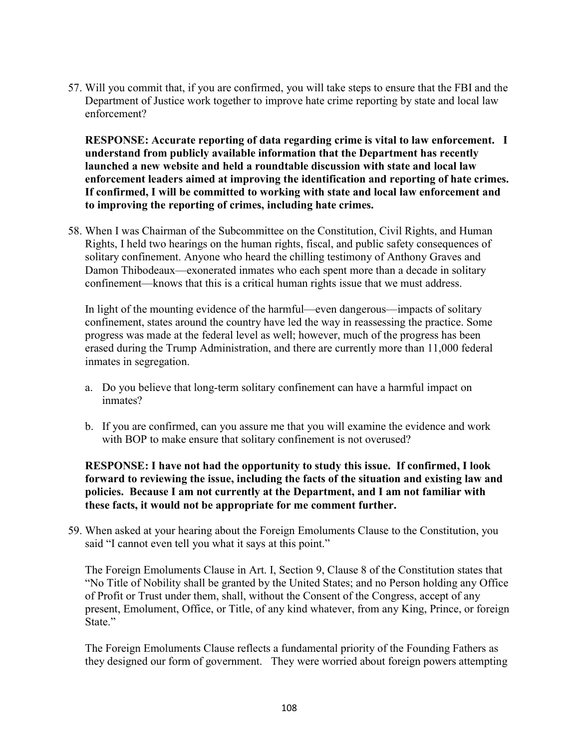57. Will you commit that, if you are confirmed, you will take steps to ensure that the FBI and the Department of Justice work together to improve hate crime reporting by state and local law enforcement?

   **RESPONSE: Accurate reporting of data regarding crime is vital to law enforcement. I understand from publicly available information that the Department has recently launched a new website and held a roundtable discussion with state and local law enforcement leaders aimed at improving the identification and reporting of hate crimes. If confirmed, I will be committed to working with state and local law enforcement and to improving the reporting of crimes, including hate crimes.**

58. When I was Chairman of the Subcommittee on the Constitution, Civil Rights, and Human Rights, I held two hearings on the human rights, fiscal, and public safety consequences of solitary confinement. Anyone who heard the chilling testimony of Anthony Graves and Damon Thibodeaux—exonerated inmates who each spent more than a decade in solitary confinement—knows that this is a critical human rights issue that we must address.

   In light of the mounting evidence of the harmful—even dangerous—impacts of solitary confinement, states around the country have led the way in reassessing the practice. Some progress was made at the federal level as well; however, much of the progress has been erased during the Trump Administration, and there are currently more than 11,000 federal inmates in segregation.

   a. Do you believe that long-term solitary confinement can have a harmful impact on inmates?

   b. If you are confirmed, can you assure me that you will examine the evidence and work with BOP to make ensure that solitary confinement is not overused?

   **RESPONSE: I have not had the opportunity to study this issue. If confirmed, I look forward to reviewing the issue, including the facts of the situation and existing law and policies. Because I am not currently at the Department, and I am not familiar with these facts, it would not be appropriate for me comment further.**

59. When asked at your hearing about the Foreign Emoluments Clause to the Constitution, you said "I cannot even tell you what it says at this point."

   The Foreign Emoluments Clause in Art. I, Section 9, Clause 8 of the Constitution states that "No Title of Nobility shall be granted by the United States; and no Person holding any Office of Profit or Trust under them, shall, without the Consent of the Congress, accept of any present, Emolument, Office, or Title, of any kind whatever, from any King, Prince, or foreign State."

   The Foreign Emoluments Clause reflects a fundamental priority of the Founding Fathers as they designed our form of government. They were worried about foreign powers attempting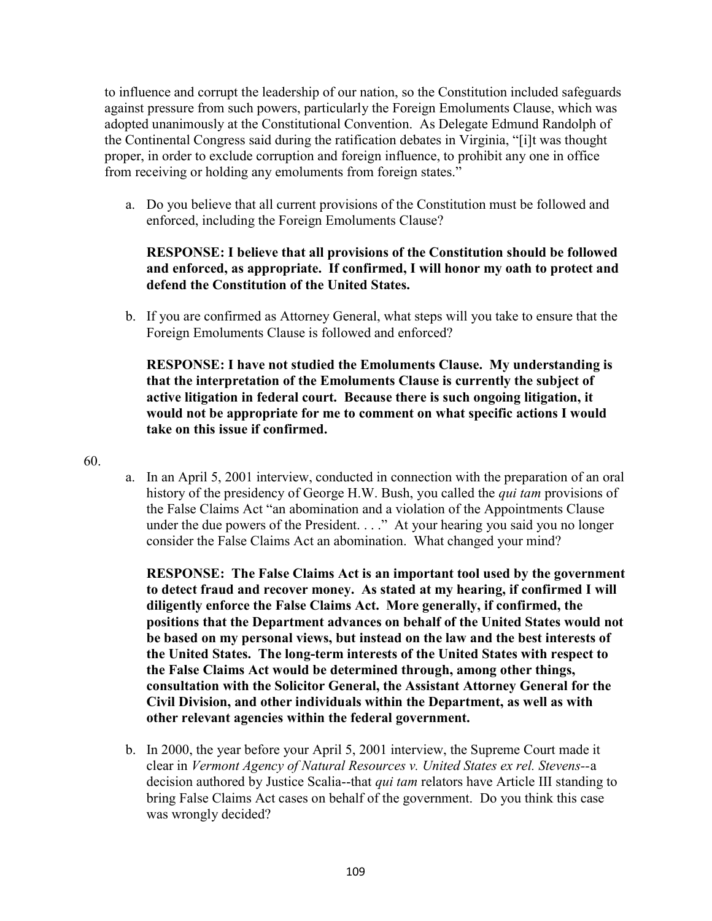to influence and corrupt the leadership of our nation, so the Constitution included safeguards against pressure from such powers, particularly the Foreign Emoluments Clause, which was adopted unanimously at the Constitutional Convention. As Delegate Edmund Randolph of the Continental Congress said during the ratification debates in Virginia, "[i]t was thought proper, in order to exclude corruption and foreign influence, to prohibit any one in office from receiving or holding any emoluments from foreign states."

a. Do you believe that all current provisions of the Constitution must be followed and enforced, including the Foreign Emoluments Clause?

   **RESPONSE: I believe that all provisions of the Constitution should be followed and enforced, as appropriate. If confirmed, I will honor my oath to protect and defend the Constitution of the United States.**

b. If you are confirmed as Attorney General, what steps will you take to ensure that the Foreign Emoluments Clause is followed and enforced?

   **RESPONSE: I have not studied the Emoluments Clause. My understanding is that the interpretation of the Emoluments Clause is currently the subject of active litigation in federal court. Because there is such ongoing litigation, it would not be appropriate for me to comment on what specific actions I would take on this issue if confirmed.**

60.

a. In an April 5, 2001 interview, conducted in connection with the preparation of an oral history of the presidency of George H.W. Bush, you called the *qui tam* provisions of the False Claims Act "an abomination and a violation of the Appointments Clause under the due powers of the President. . . ." At your hearing you said you no longer consider the False Claims Act an abomination. What changed your mind?

   **RESPONSE: The False Claims Act is an important tool used by the government to detect fraud and recover money. As stated at my hearing, if confirmed I will diligently enforce the False Claims Act. More generally, if confirmed, the positions that the Department advances on behalf of the United States would not be based on my personal views, but instead on the law and the best interests of the United States. The long-term interests of the United States with respect to the False Claims Act would be determined through, among other things, consultation with the Solicitor General, the Assistant Attorney General for the Civil Division, and other individuals within the Department, as well as with other relevant agencies within the federal government.**

b. In 2000, the year before your April 5, 2001 interview, the Supreme Court made it clear in *Vermont Agency of Natural Resources v. United States ex rel. Stevens*--a decision authored by Justice Scalia--that *qui tam* relators have Article III standing to bring False Claims Act cases on behalf of the government. Do you think this case was wrongly decided?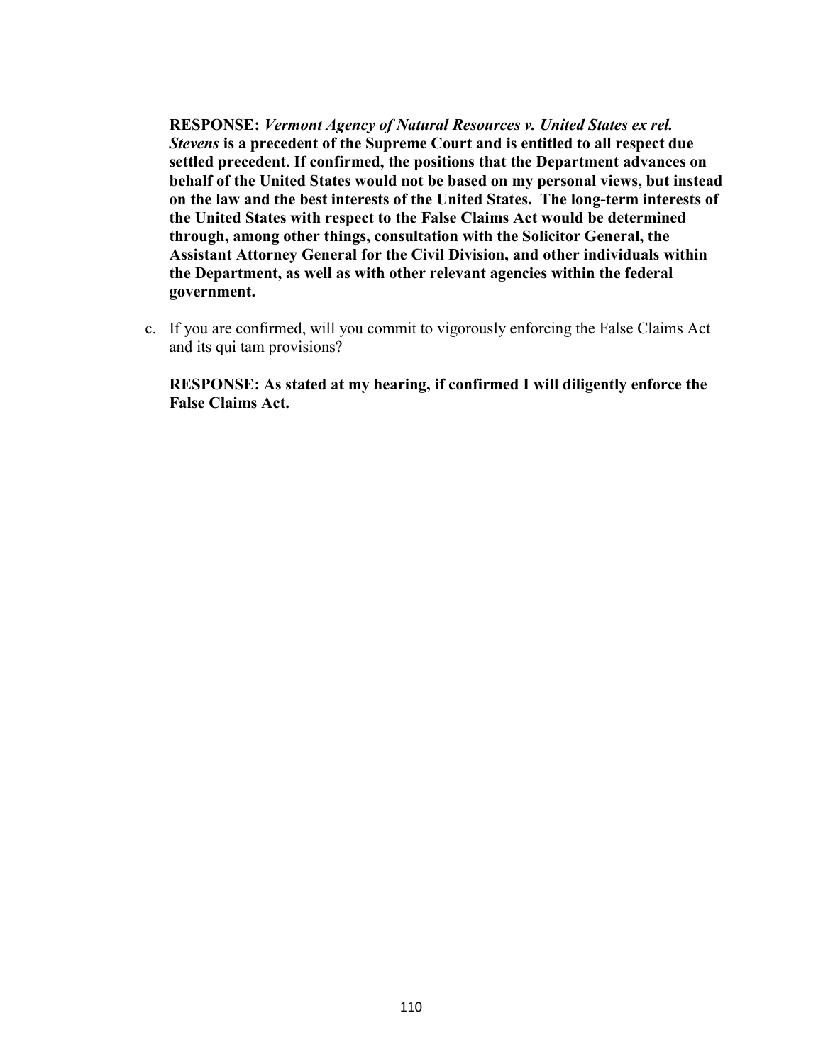**RESPONSE:** ***Vermont Agency of Natural Resources v. United States ex rel. Stevens*** **is a precedent of the Supreme Court and is entitled to all respect due settled precedent. If confirmed, the positions that the Department advances on behalf of the United States would not be based on my personal views, but instead on the law and the best interests of the United States. The long-term interests of the United States with respect to the False Claims Act would be determined through, among other things, consultation with the Solicitor General, the Assistant Attorney General for the Civil Division, and other individuals within the Department, as well as with other relevant agencies within the federal government.**

c. If you are confirmed, will you commit to vigorously enforcing the False Claims Act and its qui tam provisions?

   **RESPONSE: As stated at my hearing, if confirmed I will diligently enforce the False Claims Act.**